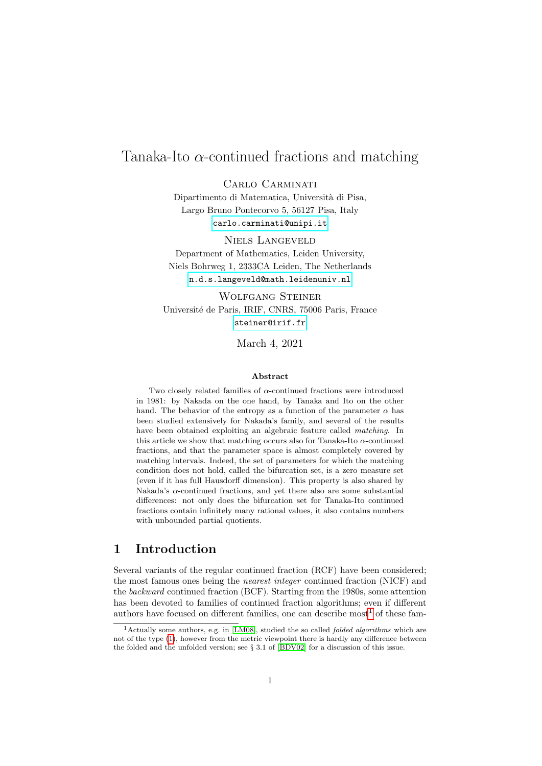# Tanaka-Ito $\alpha$-continued fractions and matching

Carlo Carminati

Dipartimento di Matematica, Università di Pisa,
Largo Bruno Pontecorvo 5, 56127 Pisa, Italy
carlo.carminati@unipi.it

Niels Langeveld

Department of Mathematics, Leiden University,
Niels Bohrweg 1, 2333CA Leiden, The Netherlands
n.d.s.langeveld@math.leidenuniv.nl

Wolfgang Steiner

Université de Paris, IRIF, CNRS, 75006 Paris, France
steiner@irif.fr

March 4, 2021

**Abstract**

Two closely related families of $\alpha$-continued fractions were introduced in 1981: by Nakada on the one hand, by Tanaka and Ito on the other hand. The behavior of the entropy as a function of the parameter $\alpha$ has been studied extensively for Nakada's family, and several of the results have been obtained exploiting an algebraic feature called *matching*. In this article we show that matching occurs also for Tanaka-Ito $\alpha$-continued fractions, and that the parameter space is almost completely covered by matching intervals. Indeed, the set of parameters for which the matching condition does not hold, called the bifurcation set, is a zero measure set (even if it has full Hausdorff dimension). This property is also shared by Nakada's $\alpha$-continued fractions, and yet there also are some substantial differences: not only does the bifurcation set for Tanaka-Ito continued fractions contain infinitely many rational values, it also contains numbers with unbounded partial quotients.

## 1 Introduction

Several variants of the regular continued fraction (RCF) have been considered; the most famous ones being the *nearest integer* continued fraction (NICF) and the *backward* continued fraction (BCF). Starting from the 1980s, some attention has been devoted to families of continued fraction algorithms; even if different authors have focused on different families, one can describe most[1] of these fam-

[1] Actually some authors, e.g. in [LM08], studied the so called *folded algorithms* which are not of the type (1), however from the metric viewpoint there is hardly any difference between the folded and the unfolded version; see § 3.1 of [BDV02] for a discussion of this issue.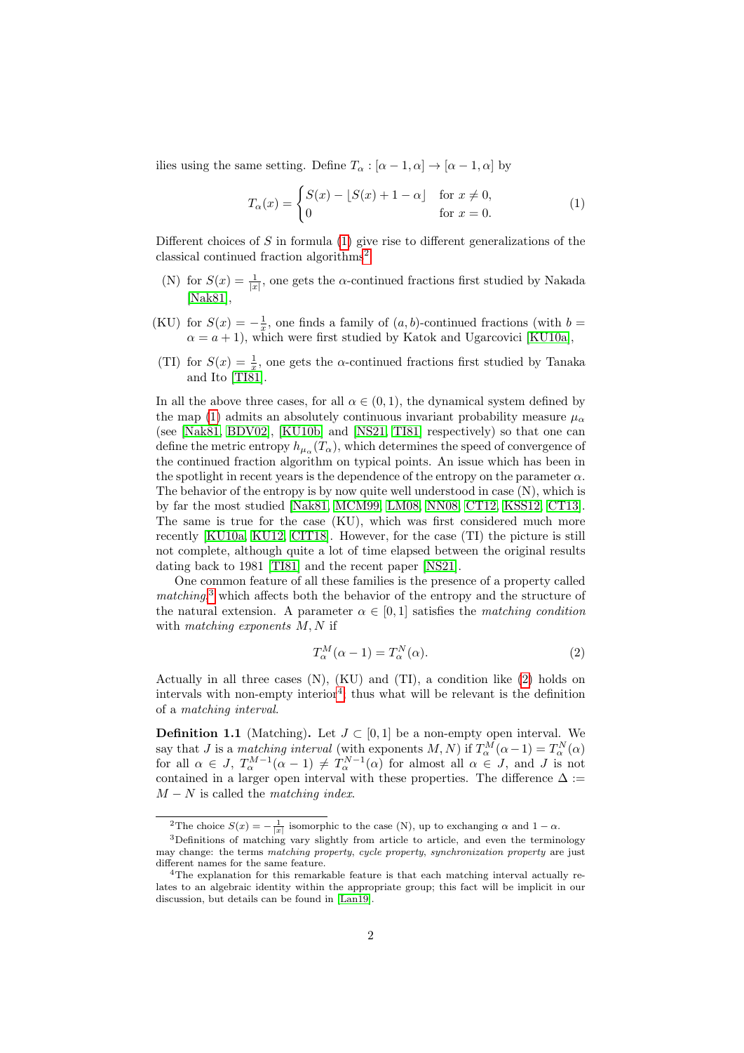ilies using the same setting. Define $T_\alpha : [\alpha - 1, \alpha] \to [\alpha - 1, \alpha]$ by

$$T_\alpha(x) = \begin{cases} S(x) - \lfloor S(x) + 1 - \alpha \rfloor & \text{for } x \neq 0, \\ 0 & \text{for } x = 0. \end{cases} \tag{1}$$

Different choices of $S$ in formula (1) give rise to different generalizations of the classical continued fraction algorithms[2]:

(N) for $S(x) = \frac{1}{|x|}$, one gets the $\alpha$-continued fractions first studied by Nakada [Nak81],

(KU) for $S(x) = -\frac{1}{x}$, one finds a family of $(a, b)$-continued fractions (with $b = \alpha = a + 1$), which were first studied by Katok and Ugarcovici [KU10a],

(TI) for $S(x) = \frac{1}{x}$, one gets the $\alpha$-continued fractions first studied by Tanaka and Ito [TI81].

In all the above three cases, for all $\alpha \in (0, 1)$, the dynamical system defined by the map (1) admits an absolutely continuous invariant probability measure $\mu_\alpha$ (see [Nak81, BDV02], [KU10b] and [NS21, TI81] respectively) so that one can define the metric entropy $h_{\mu_\alpha}(T_\alpha)$, which determines the speed of convergence of the continued fraction algorithm on typical points. An issue which has been in the spotlight in recent years is the dependence of the entropy on the parameter $\alpha$. The behavior of the entropy is by now quite well understood in case (N), which is by far the most studied [Nak81, MCM99, LM08, NN08, CT12, KSS12, CT13]. The same is true for the case (KU), which was first considered much more recently [KU10a, KU12, CIT18]. However, for the case (TI) the picture is still not complete, although quite a lot of time elapsed between the original results dating back to 1981 [TI81] and the recent paper [NS21].

One common feature of all these families is the presence of a property called *matching*[3] which affects both the behavior of the entropy and the structure of the natural extension. A parameter $\alpha \in [0, 1]$ satisfies the *matching condition* with *matching exponents* $M, N$ if

$$T_\alpha^M(\alpha - 1) = T_\alpha^N(\alpha). \tag{2}$$

Actually in all three cases (N), (KU) and (TI), a condition like (2) holds on intervals with non-empty interior[4], thus what will be relevant is the definition of a *matching interval*.

**Definition 1.1** (Matching)**.** Let $J \subset [0, 1]$ be a non-empty open interval. We say that $J$ is a *matching interval* (with exponents $M, N$) if $T_\alpha^M(\alpha - 1) = T_\alpha^N(\alpha)$ for all $\alpha \in J$, $T_\alpha^{M-1}(\alpha - 1) \neq T_\alpha^{N-1}(\alpha)$ for almost all $\alpha \in J$, and $J$ is not contained in a larger open interval with these properties. The difference $\Delta := M - N$ is called the *matching index*.

---

[2] The choice $S(x) = -\frac{1}{|x|}$ isomorphic to the case (N), up to exchanging $\alpha$ and $1 - \alpha$.

[3] Definitions of matching vary slightly from article to article, and even the terminology may change: the terms *matching property*, *cycle property*, *synchronization property* are just different names for the same feature.

[4] The explanation for this remarkable feature is that each matching interval actually relates to an algebraic identity within the appropriate group; this fact will be implicit in our discussion, but details can be found in [Lan19].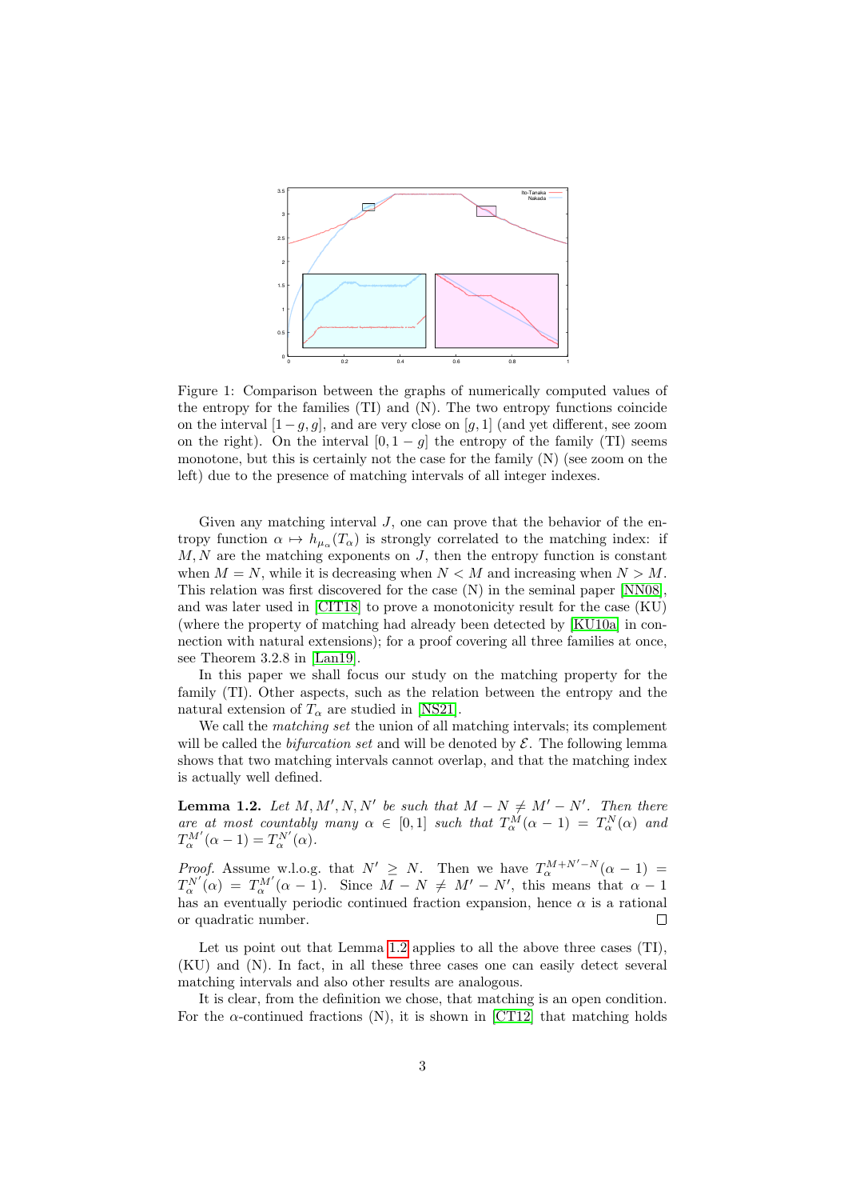Figure 1: Comparison between the graphs of numerically computed values of the entropy for the families (TI) and (N). The two entropy functions coincide on the interval $[1-g, g]$, and are very close on $[g, 1]$ (and yet different, see zoom on the right). On the interval $[0, 1-g]$ the entropy of the family (TI) seems monotone, but this is certainly not the case for the family (N) (see zoom on the left) due to the presence of matching intervals of all integer indexes.

Given any matching interval $J$, one can prove that the behavior of the entropy function $\alpha \mapsto h_{\mu_\alpha}(T_\alpha)$ is strongly correlated to the matching index: if $M, N$ are the matching exponents on $J$, then the entropy function is constant when $M = N$, while it is decreasing when $N < M$ and increasing when $N > M$. This relation was first discovered for the case (N) in the seminal paper [NN08], and was later used in [CIT18] to prove a monotonicity result for the case (KU) (where the property of matching had already been detected by [KU10a] in connection with natural extensions); for a proof covering all three families at once, see Theorem 3.2.8 in [Lan19].

In this paper we shall focus our study on the matching property for the family (TI). Other aspects, such as the relation between the entropy and the natural extension of $T_\alpha$ are studied in [NS21].

We call the *matching set* the union of all matching intervals; its complement will be called the *bifurcation set* and will be denoted by $\mathcal{E}$. The following lemma shows that two matching intervals cannot overlap, and that the matching index is actually well defined.

**Lemma 1.2.** *Let $M, M', N, N'$ be such that $M - N \neq M' - N'$. Then there are at most countably many $\alpha \in [0, 1]$ such that $T_\alpha^M(\alpha - 1) = T_\alpha^N(\alpha)$ and $T_\alpha^{M'}(\alpha - 1) = T_\alpha^{N'}(\alpha)$.*

*Proof.* Assume w.l.o.g. that $N' \geq N$. Then we have $T_\alpha^{M+N'-N}(\alpha - 1) = T_\alpha^{N'}(\alpha) = T_\alpha^{M'}(\alpha - 1)$. Since $M - N \neq M' - N'$, this means that $\alpha - 1$ has an eventually periodic continued fraction expansion, hence $\alpha$ is a rational or quadratic number. $\square$

Let us point out that Lemma 1.2 applies to all the above three cases (TI), (KU) and (N). In fact, in all these three cases one can easily detect several matching intervals and also other results are analogous.

It is clear, from the definition we chose, that matching is an open condition. For the $\alpha$-continued fractions (N), it is shown in [CT12] that matching holds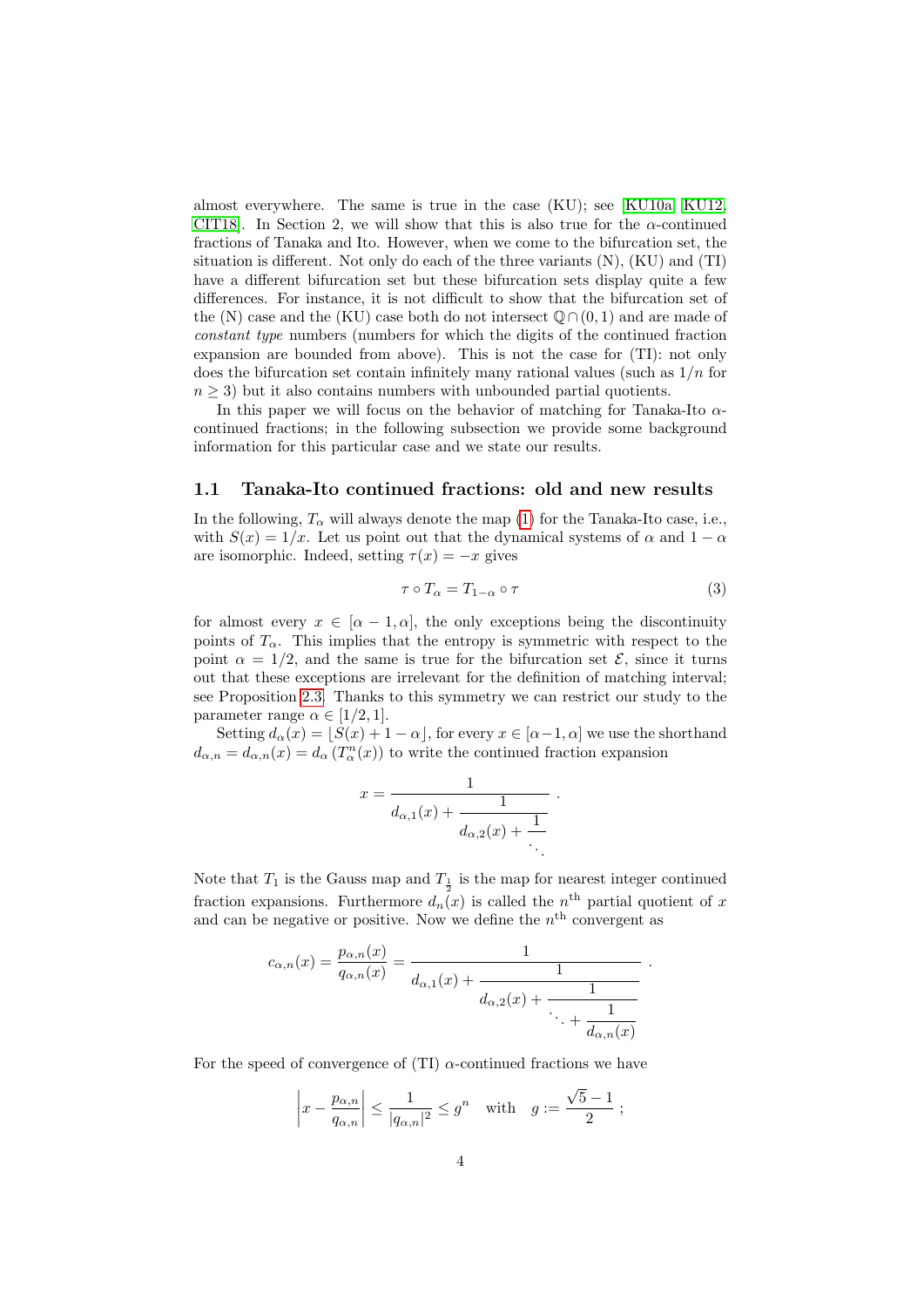almost everywhere. The same is true in the case (KU); see [KU10a, KU12, CIT18]. In Section 2, we will show that this is also true for the $\alpha$-continued fractions of Tanaka and Ito. However, when we come to the bifurcation set, the situation is different. Not only do each of the three variants (N), (KU) and (TI) have a different bifurcation set but these bifurcation sets display quite a few differences. For instance, it is not difficult to show that the bifurcation set of the (N) case and the (KU) case both do not intersect $\mathbb{Q} \cap (0,1)$ and are made of *constant type* numbers (numbers for which the digits of the continued fraction expansion are bounded from above). This is not the case for (TI): not only does the bifurcation set contain infinitely many rational values (such as $1/n$ for $n \geq 3$) but it also contains numbers with unbounded partial quotients.

In this paper we will focus on the behavior of matching for Tanaka-Ito $\alpha$-continued fractions; in the following subsection we provide some background information for this particular case and we state our results.

## 1.1 Tanaka-Ito continued fractions: old and new results

In the following, $T_\alpha$ will always denote the map (1) for the Tanaka-Ito case, i.e., with $S(x) = 1/x$. Let us point out that the dynamical systems of $\alpha$ and $1-\alpha$ are isomorphic. Indeed, setting $\tau(x) = -x$ gives

$$\tau \circ T_\alpha = T_{1-\alpha} \circ \tau \tag{3}$$

for almost every $x \in [\alpha - 1, \alpha]$, the only exceptions being the discontinuity points of $T_\alpha$. This implies that the entropy is symmetric with respect to the point $\alpha = 1/2$, and the same is true for the bifurcation set $\mathcal{E}$, since it turns out that these exceptions are irrelevant for the definition of matching interval; see Proposition 2.3. Thanks to this symmetry we can restrict our study to the parameter range $\alpha \in [1/2, 1]$.

Setting $d_\alpha(x) = \lfloor S(x) + 1 - \alpha \rfloor$, for every $x \in [\alpha-1, \alpha]$ we use the shorthand $d_{\alpha,n} = d_{\alpha,n}(x) = d_\alpha\left(T_\alpha^n(x)\right)$ to write the continued fraction expansion

$$x = \cfrac{1}{d_{\alpha,1}(x) + \cfrac{1}{d_{\alpha,2}(x) + \cfrac{1}{\ddots}}} \,.$$

Note that $T_1$ is the Gauss map and $T_{\frac{1}{2}}$ is the map for nearest integer continued fraction expansions. Furthermore $d_n(x)$ is called the $n^{\text{th}}$ partial quotient of $x$ and can be negative or positive. Now we define the $n^{\text{th}}$ convergent as

$$c_{\alpha,n}(x) = \frac{p_{\alpha,n}(x)}{q_{\alpha,n}(x)} = \cfrac{1}{d_{\alpha,1}(x) + \cfrac{1}{d_{\alpha,2}(x) + \cfrac{1}{\ddots + \cfrac{1}{d_{\alpha,n}(x)}}}} \,.$$

For the speed of convergence of (TI) $\alpha$-continued fractions we have

$$\left| x - \frac{p_{\alpha,n}}{q_{\alpha,n}} \right| \leq \frac{1}{|q_{\alpha,n}|^2} \leq g^n \quad \text{with} \quad g := \frac{\sqrt{5}-1}{2} \,;$$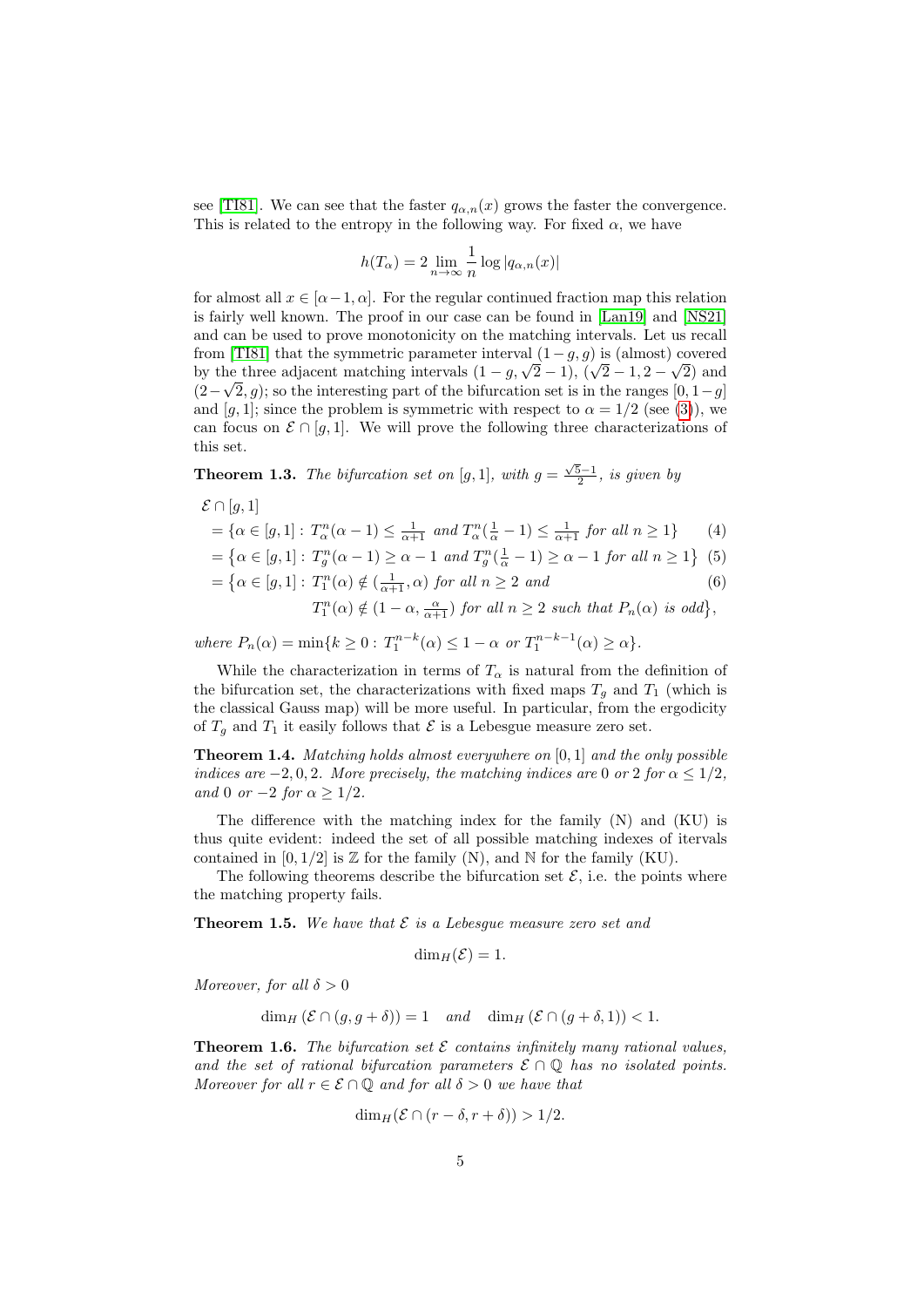see [TI81]. We can see that the faster $q_{\alpha,n}(x)$ grows the faster the convergence. This is related to the entropy in the following way. For fixed $\alpha$, we have

$$h(T_\alpha) = 2 \lim_{n\to\infty} \frac{1}{n} \log |q_{\alpha,n}(x)|$$

for almost all $x \in [\alpha-1, \alpha]$. For the regular continued fraction map this relation is fairly well known. The proof in our case can be found in [Lan19] and [NS21] and can be used to prove monotonicity on the matching intervals. Let us recall from [TI81] that the symmetric parameter interval $(1-g, g)$ is (almost) covered by the three adjacent matching intervals $(1-g, \sqrt{2}-1)$, $(\sqrt{2}-1, 2-\sqrt{2})$ and $(2-\sqrt{2}, g)$; so the interesting part of the bifurcation set is in the ranges $[0, 1-g]$ and $[g, 1]$; since the problem is symmetric with respect to $\alpha = 1/2$ (see (3)), we can focus on $\mathcal{E} \cap [g, 1]$. We will prove the following three characterizations of this set.

**Theorem 1.3.** *The bifurcation set on $[g, 1]$, with $g = \frac{\sqrt{5}-1}{2}$, is given by*

$$\begin{aligned}
&\mathcal{E} \cap [g, 1] \\
&= \{\alpha \in [g, 1] : T_\alpha^n(\alpha - 1) \leq \tfrac{1}{\alpha+1} \text{ and } T_\alpha^n(\tfrac{1}{\alpha} - 1) \leq \tfrac{1}{\alpha+1} \text{ for all } n \geq 1\} \quad (4)\\
&= \{\alpha \in [g, 1] : T_g^n(\alpha - 1) \geq \alpha - 1 \text{ and } T_g^n(\tfrac{1}{\alpha} - 1) \geq \alpha - 1 \text{ for all } n \geq 1\} \quad (5)\\
&= \{\alpha \in [g, 1] : T_1^n(\alpha) \notin (\tfrac{1}{\alpha+1}, \alpha) \text{ for all } n \geq 2 \text{ and} \quad (6)\\
&\qquad T_1^n(\alpha) \notin (1-\alpha, \tfrac{\alpha}{\alpha+1}) \text{ for all } n \geq 2 \text{ such that } P_n(\alpha) \text{ is odd}\},
\end{aligned}$$

*where $P_n(\alpha) = \min\{k \geq 0 : T_1^{n-k}(\alpha) \leq 1-\alpha \text{ or } T_1^{n-k-1}(\alpha) \geq \alpha\}$.*

While the characterization in terms of $T_\alpha$ is natural from the definition of the bifurcation set, the characterizations with fixed maps $T_g$ and $T_1$ (which is the classical Gauss map) will be more useful. In particular, from the ergodicity of $T_g$ and $T_1$ it easily follows that $\mathcal{E}$ is a Lebesgue measure zero set.

**Theorem 1.4.** *Matching holds almost everywhere on $[0, 1]$ and the only possible indices are $-2, 0, 2$. More precisely, the matching indices are $0$ or $2$ for $\alpha \leq 1/2$, and $0$ or $-2$ for $\alpha \geq 1/2$.*

The difference with the matching index for the family (N) and (KU) is thus quite evident: indeed the set of all possible matching indexes of itervals contained in $[0, 1/2]$ is $\mathbb{Z}$ for the family (N), and $\mathbb{N}$ for the family (KU).

The following theorems describe the bifurcation set $\mathcal{E}$, i.e. the points where the matching property fails.

**Theorem 1.5.** *We have that $\mathcal{E}$ is a Lebesgue measure zero set and*

$$\dim_H(\mathcal{E}) = 1.$$

*Moreover, for all $\delta > 0$*

$$\dim_H(\mathcal{E} \cap (g, g+\delta)) = 1 \quad \text{and} \quad \dim_H(\mathcal{E} \cap (g+\delta, 1)) < 1.$$

**Theorem 1.6.** *The bifurcation set $\mathcal{E}$ contains infinitely many rational values, and the set of rational bifurcation parameters $\mathcal{E} \cap \mathbb{Q}$ has no isolated points. Moreover for all $r \in \mathcal{E} \cap \mathbb{Q}$ and for all $\delta > 0$ we have that*

$$\dim_H(\mathcal{E} \cap (r-\delta, r+\delta)) > 1/2.$$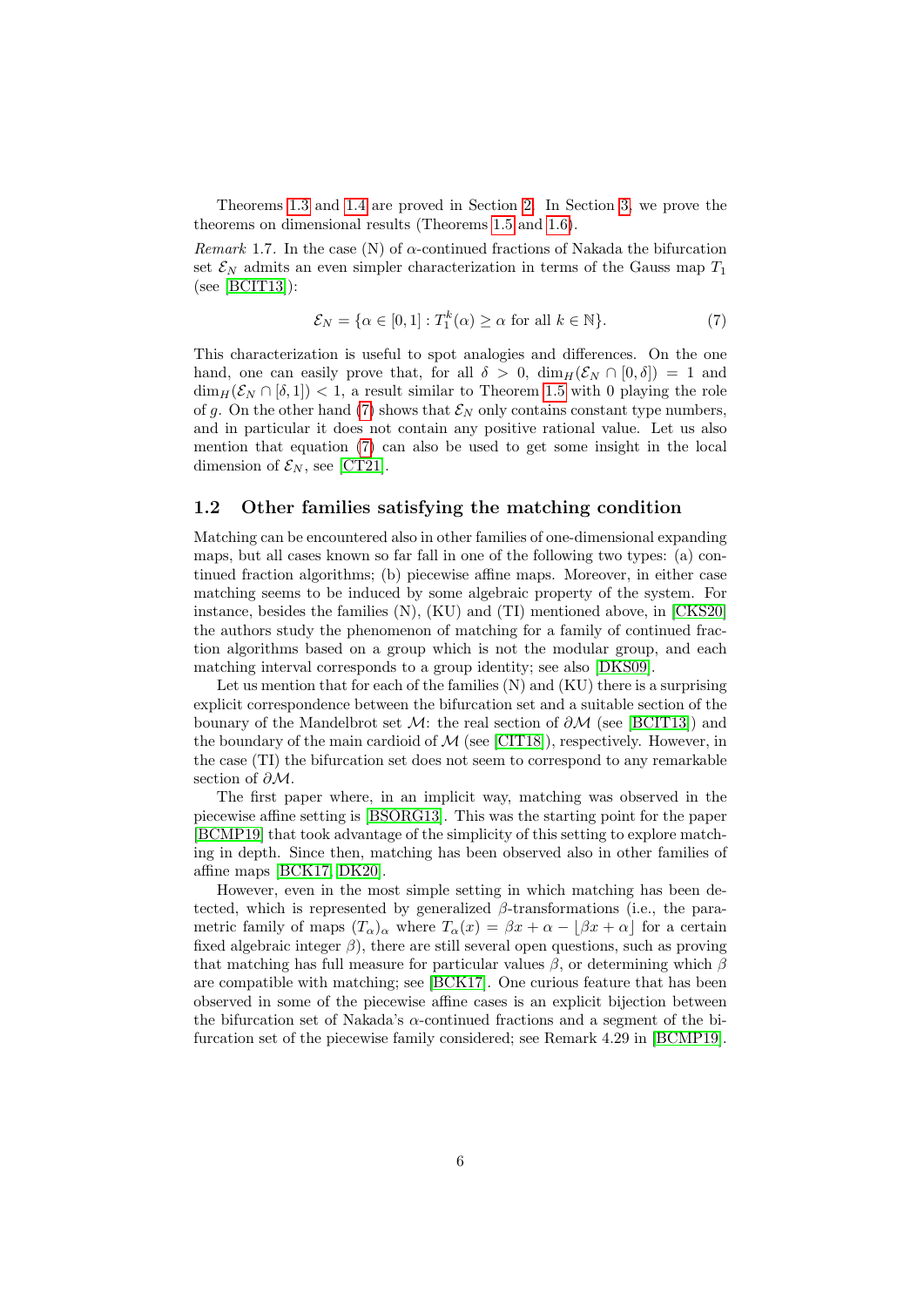Theorems 1.3 and 1.4 are proved in Section 2. In Section 3, we prove the theorems on dimensional results (Theorems 1.5 and 1.6).

*Remark* 1.7. In the case (N) of $\alpha$-continued fractions of Nakada the bifurcation set $\mathcal{E}_N$ admits an even simpler characterization in terms of the Gauss map $T_1$ (see [BCIT13]):

$$\mathcal{E}_N = \{\alpha \in [0, 1] : T_1^k(\alpha) \geq \alpha \text{ for all } k \in \mathbb{N}\}. \tag{7}$$

This characterization is useful to spot analogies and differences. On the one hand, one can easily prove that, for all $\delta > 0$, $\dim_H(\mathcal{E}_N \cap [0, \delta]) = 1$ and $\dim_H(\mathcal{E}_N \cap [\delta, 1]) < 1$, a result similar to Theorem 1.5 with 0 playing the role of $g$. On the other hand (7) shows that $\mathcal{E}_N$ only contains constant type numbers, and in particular it does not contain any positive rational value. Let us also mention that equation (7) can also be used to get some insight in the local dimension of $\mathcal{E}_N$, see [CT21].

### 1.2 Other families satisfying the matching condition

Matching can be encountered also in other families of one-dimensional expanding maps, but all cases known so far fall in one of the following two types: (a) continued fraction algorithms; (b) piecewise affine maps. Moreover, in either case matching seems to be induced by some algebraic property of the system. For instance, besides the families (N), (KU) and (TI) mentioned above, in [CKS20] the authors study the phenomenon of matching for a family of continued fraction algorithms based on a group which is not the modular group, and each matching interval corresponds to a group identity; see also [DKS09].

Let us mention that for each of the families (N) and (KU) there is a surprising explicit correspondence between the bifurcation set and a suitable section of the bounary of the Mandelbrot set $\mathcal{M}$: the real section of $\partial\mathcal{M}$ (see [BCIT13]) and the boundary of the main cardioid of $\mathcal{M}$ (see [CIT18]), respectively. However, in the case (TI) the bifurcation set does not seem to correspond to any remarkable section of $\partial\mathcal{M}$.

The first paper where, in an implicit way, matching was observed in the piecewise affine setting is [BSORG13]. This was the starting point for the paper [BCMP19] that took advantage of the simplicity of this setting to explore matching in depth. Since then, matching has been observed also in other families of affine maps [BCK17, DK20].

However, even in the most simple setting in which matching has been detected, which is represented by generalized $\beta$-transformations (i.e., the parametric family of maps $(T_\alpha)_\alpha$ where $T_\alpha(x) = \beta x + \alpha - \lfloor \beta x + \alpha \rfloor$ for a certain fixed algebraic integer $\beta$), there are still several open questions, such as proving that matching has full measure for particular values $\beta$, or determining which $\beta$ are compatible with matching; see [BCK17]. One curious feature that has been observed in some of the piecewise affine cases is an explicit bijection between the bifurcation set of Nakada's $\alpha$-continued fractions and a segment of the bifurcation set of the piecewise family considered; see Remark 4.29 in [BCMP19].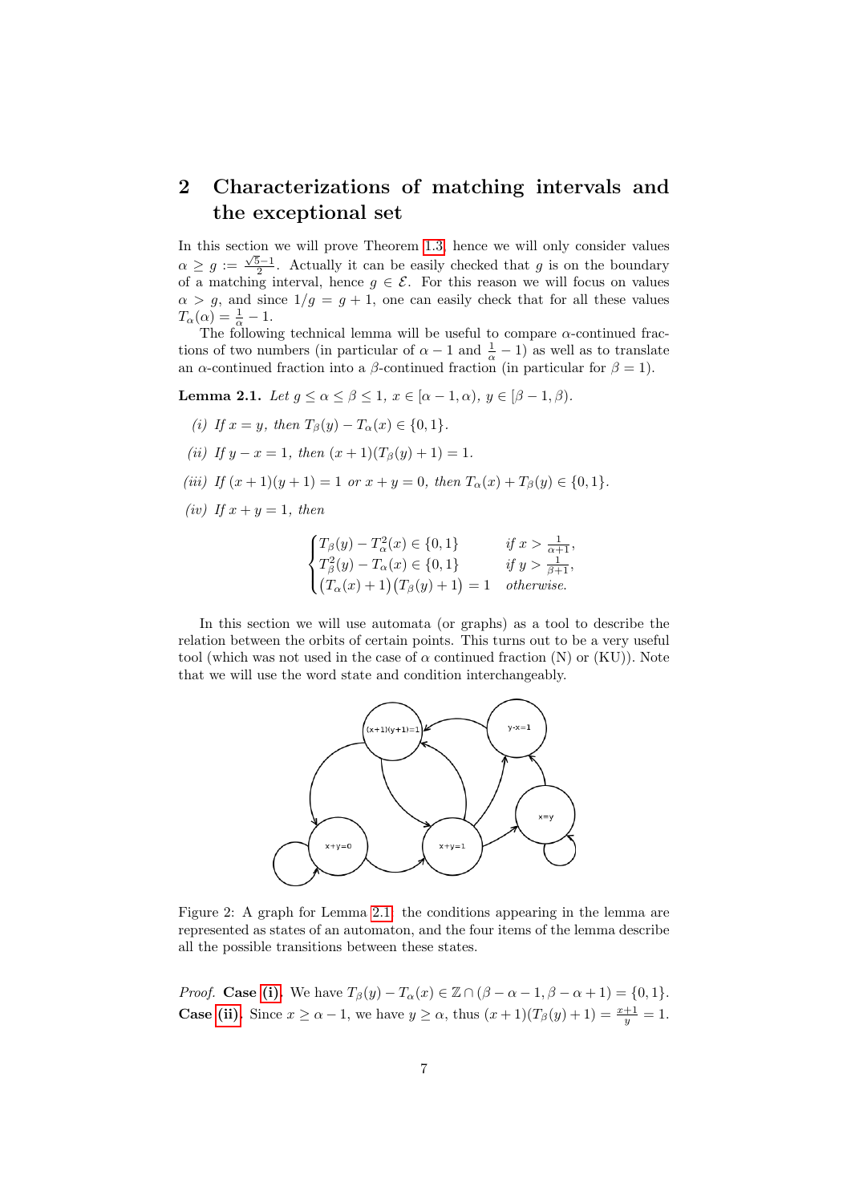## 2 Characterizations of matching intervals and the exceptional set

In this section we will prove Theorem 1.3, hence we will only consider values $\alpha \geq g := \frac{\sqrt{5}-1}{2}$. Actually it can be easily checked that $g$ is on the boundary of a matching interval, hence $g \in \mathcal{E}$. For this reason we will focus on values $\alpha > g$, and since $1/g = g + 1$, one can easily check that for all these values $T_\alpha(\alpha) = \frac{1}{\alpha} - 1$.

The following technical lemma will be useful to compare $\alpha$-continued fractions of two numbers (in particular of $\alpha - 1$ and $\frac{1}{\alpha} - 1$) as well as to translate an $\alpha$-continued fraction into a $\beta$-continued fraction (in particular for $\beta = 1$).

**Lemma 2.1.** *Let $g \leq \alpha \leq \beta \leq 1$, $x \in [\alpha - 1, \alpha)$, $y \in [\beta - 1, \beta)$.*

*(i) If $x = y$, then $T_\beta(y) - T_\alpha(x) \in \{0, 1\}$.*

*(ii) If $y - x = 1$, then $(x + 1)(T_\beta(y) + 1) = 1$.*

*(iii) If $(x + 1)(y + 1) = 1$ or $x + y = 0$, then $T_\alpha(x) + T_\beta(y) \in \{0, 1\}$.*

*(iv) If $x + y = 1$, then*

$$\begin{cases} T_\beta(y) - T_\alpha^2(x) \in \{0, 1\} & \text{if } x > \frac{1}{\alpha+1}, \\ T_\beta^2(y) - T_\alpha(x) \in \{0, 1\} & \text{if } y > \frac{1}{\beta+1}, \\ \big(T_\alpha(x) + 1\big)\big(T_\beta(y) + 1\big) = 1 & \text{otherwise.} \end{cases}$$

In this section we will use automata (or graphs) as a tool to describe the relation between the orbits of certain points. This turns out to be a very useful tool (which was not used in the case of $\alpha$ continued fraction (N) or (KU)). Note that we will use the word state and condition interchangeably.

Figure 2: A graph for Lemma 2.1: the conditions appearing in the lemma are represented as states of an automaton, and the four items of the lemma describe all the possible transitions between these states.

*Proof.* **Case (i).** We have $T_\beta(y) - T_\alpha(x) \in \mathbb{Z} \cap (\beta - \alpha - 1, \beta - \alpha + 1) = \{0, 1\}$.
**Case (ii).** Since $x \geq \alpha - 1$, we have $y \geq \alpha$, thus $(x + 1)(T_\beta(y) + 1) = \frac{x+1}{y} = 1$.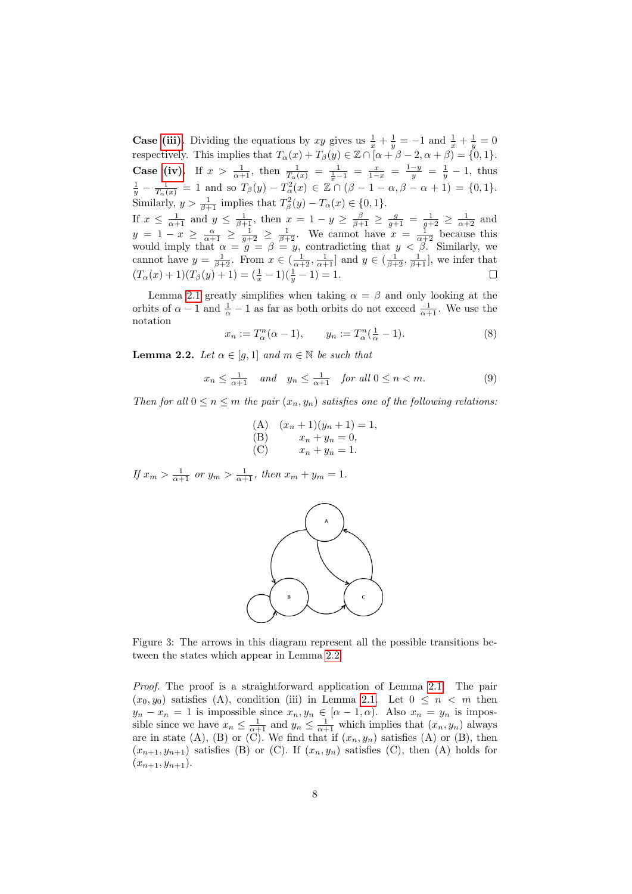**Case (iii).** Dividing the equations by $xy$ gives us $\frac{1}{x} + \frac{1}{y} = -1$ and $\frac{1}{x} + \frac{1}{y} = 0$ respectively. This implies that $T_\alpha(x) + T_\beta(y) \in \mathbb{Z} \cap [\alpha + \beta - 2, \alpha + \beta) = \{0, 1\}$.

**Case (iv).** If $x > \frac{1}{\alpha+1}$, then $\frac{1}{T_\alpha(x)} = \frac{1}{\frac{1}{x}-1} = \frac{x}{1-x} = \frac{1-y}{y} = \frac{1}{y} - 1$, thus $\frac{1}{y} - \frac{1}{T_\alpha(x)} = 1$ and so $T_\beta(y) - T^2_\alpha(x) \in \mathbb{Z} \cap (\beta - 1 - \alpha, \beta - \alpha + 1) = \{0, 1\}$. Similarly, $y > \frac{1}{\beta+1}$ implies that $T^2_\beta(y) - T_\alpha(x) \in \{0, 1\}$.

If $x \leq \frac{1}{\alpha+1}$ and $y \leq \frac{1}{\beta+1}$, then $x = 1 - y \geq \frac{\beta}{\beta+1} \geq \frac{g}{g+1} = \frac{1}{g+2} \geq \frac{1}{\alpha+2}$ and $y = 1 - x \geq \frac{\alpha}{\alpha+1} \geq \frac{1}{g+2} \geq \frac{1}{\beta+2}$. We cannot have $x = \frac{1}{\alpha+2}$ because this would imply that $\alpha = g = \beta = y$, contradicting that $y < \beta$. Similarly, we cannot have $y = \frac{1}{\beta+2}$. From $x \in (\frac{1}{\alpha+2}, \frac{1}{\alpha+1}]$ and $y \in (\frac{1}{\beta+2}, \frac{1}{\beta+1}]$, we infer that $(T_\alpha(x) + 1)(T_\beta(y) + 1) = (\frac{1}{x} - 1)(\frac{1}{y} - 1) = 1$. □

Lemma 2.1 greatly simplifies when taking $\alpha = \beta$ and only looking at the orbits of $\alpha - 1$ and $\frac{1}{\alpha} - 1$ as far as both orbits do not exceed $\frac{1}{\alpha+1}$. We use the notation

$$x_n := T^n_\alpha(\alpha - 1), \qquad y_n := T^n_\alpha(\tfrac{1}{\alpha} - 1). \tag{8}$$

**Lemma 2.2.** *Let $\alpha \in [g, 1]$ and $m \in \mathbb{N}$ be such that*

$$x_n \leq \tfrac{1}{\alpha+1} \quad \text{and} \quad y_n \leq \tfrac{1}{\alpha+1} \quad \text{for all } 0 \leq n < m. \tag{9}$$

*Then for all $0 \leq n \leq m$ the pair $(x_n, y_n)$ satisfies one of the following relations:*

(A) $(x_n + 1)(y_n + 1) = 1$,
(B) $x_n + y_n = 0$,
(C) $x_n + y_n = 1$.

*If $x_m > \frac{1}{\alpha+1}$ or $y_m > \frac{1}{\alpha+1}$, then $x_m + y_m = 1$.*

Figure 3: The arrows in this diagram represent all the possible transitions between the states which appear in Lemma 2.2.

*Proof.* The proof is a straightforward application of Lemma 2.1. The pair $(x_0, y_0)$ satisfies (A), condition (iii) in Lemma 2.1. Let $0 \leq n < m$ then $y_n - x_n = 1$ is impossible since $x_n, y_n \in [\alpha - 1, \alpha)$. Also $x_n = y_n$ is impossible since we have $x_n \leq \frac{1}{\alpha+1}$ and $y_n \leq \frac{1}{\alpha+1}$ which implies that $(x_n, y_n)$ always are in state (A), (B) or (C). We find that if $(x_n, y_n)$ satisfies (A) or (B), then $(x_{n+1}, y_{n+1})$ satisfies (B) or (C). If $(x_n, y_n)$ satisfies (C), then (A) holds for $(x_{n+1}, y_{n+1})$.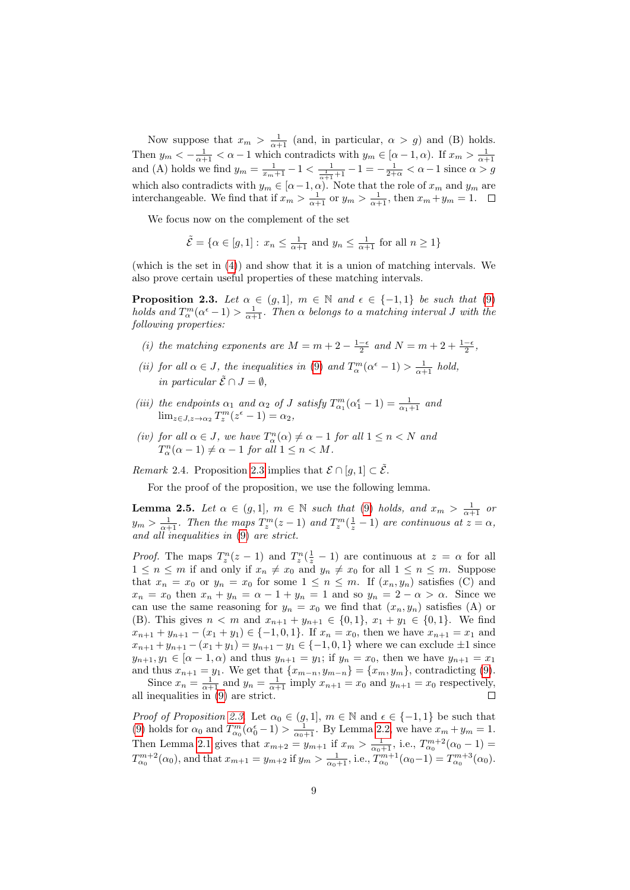Now suppose that $x_m > \frac{1}{\alpha+1}$ (and, in particular, $\alpha > g$) and (B) holds. Then $y_m < -\frac{1}{\alpha+1} < \alpha - 1$ which contradicts with $y_m \in [\alpha-1, \alpha)$. If $x_m > \frac{1}{\alpha+1}$ and (A) holds we find $y_m = \frac{1}{x_m+1} - 1 < \frac{1}{\frac{1}{\alpha+1}+1} - 1 = -\frac{1}{2+\alpha} < \alpha - 1$ since $\alpha > g$ which also contradicts with $y_m \in [\alpha-1, \alpha)$. Note that the role of $x_m$ and $y_m$ are interchangeable. We find that if $x_m > \frac{1}{\alpha+1}$ or $y_m > \frac{1}{\alpha+1}$, then $x_m + y_m = 1$. □

We focus now on the complement of the set

$$\tilde{\mathcal{E}} = \{\alpha \in [g, 1] : \, x_n \leq \tfrac{1}{\alpha+1} \text{ and } y_n \leq \tfrac{1}{\alpha+1} \text{ for all } n \geq 1\}$$

(which is the set in (4)) and show that it is a union of matching intervals. We also prove certain useful properties of these matching intervals.

**Proposition 2.3.** *Let $\alpha \in (g, 1]$, $m \in \mathbb{N}$ and $\epsilon \in \{-1, 1\}$ be such that (9) holds and $T_\alpha^m(\alpha^\epsilon - 1) > \frac{1}{\alpha+1}$. Then $\alpha$ belongs to a matching interval $J$ with the following properties:*

*(i) the matching exponents are $M = m + 2 - \frac{1-\epsilon}{2}$ and $N = m + 2 + \frac{1-\epsilon}{2}$,*

*(ii) for all $\alpha \in J$, the inequalities in (9) and $T_\alpha^m(\alpha^\epsilon - 1) > \frac{1}{\alpha+1}$ hold, in particular $\tilde{\mathcal{E}} \cap J = \emptyset$,*

*(iii) the endpoints $\alpha_1$ and $\alpha_2$ of $J$ satisfy $T_{\alpha_1}^m(\alpha_1^\epsilon - 1) = \frac{1}{\alpha_1+1}$ and $\lim_{z \in J, z \to \alpha_2} T_z^m(z^\epsilon - 1) = \alpha_2$,*

*(iv) for all $\alpha \in J$, we have $T_\alpha^n(\alpha) \neq \alpha - 1$ for all $1 \leq n < N$ and $T_\alpha^n(\alpha - 1) \neq \alpha - 1$ for all $1 \leq n < M$.*

*Remark* 2.4. Proposition 2.3 implies that $\mathcal{E} \cap [g, 1] \subset \tilde{\mathcal{E}}$.

For the proof of the proposition, we use the following lemma.

**Lemma 2.5.** *Let $\alpha \in (g, 1]$, $m \in \mathbb{N}$ such that (9) holds, and $x_m > \frac{1}{\alpha+1}$ or $y_m > \frac{1}{\alpha+1}$. Then the maps $T_z^m(z - 1)$ and $T_z^m(\frac{1}{z} - 1)$ are continuous at $z = \alpha$, and all inequalities in (9) are strict.*

*Proof.* The maps $T_z^n(z - 1)$ and $T_z^n(\frac{1}{z} - 1)$ are continuous at $z = \alpha$ for all $1 \leq n \leq m$ if and only if $x_n \neq x_0$ and $y_n \neq x_0$ for all $1 \leq n \leq m$. Suppose that $x_n = x_0$ or $y_n = x_0$ for some $1 \leq n \leq m$. If $(x_n, y_n)$ satisfies (C) and $x_n = x_0$ then $x_n + y_n = \alpha - 1 + y_n = 1$ and so $y_n = 2 - \alpha > \alpha$. Since we can use the same reasoning for $y_n = x_0$ we find that $(x_n, y_n)$ satisfies (A) or (B). This gives $n < m$ and $x_{n+1} + y_{n+1} \in \{0, 1\}$, $x_1 + y_1 \in \{0, 1\}$. We find $x_{n+1} + y_{n+1} - (x_1 + y_1) \in \{-1, 0, 1\}$. If $x_n = x_0$, then we have $x_{n+1} = x_1$ and $x_{n+1} + y_{n+1} - (x_1 + y_1) = y_{n+1} - y_1 \in \{-1, 0, 1\}$ where we can exclude $\pm 1$ since $y_{n+1}, y_1 \in [\alpha - 1, \alpha)$ and thus $y_{n+1} = y_1$; if $y_n = x_0$, then we have $y_{n+1} = x_1$ and thus $x_{n+1} = y_1$. We get that $\{x_{m-n}, y_{m-n}\} = \{x_m, y_m\}$, contradicting (9).

Since $x_n = \frac{1}{\alpha+1}$ and $y_n = \frac{1}{\alpha+1}$ imply $x_{n+1} = x_0$ and $y_{n+1} = x_0$ respectively, all inequalities in (9) are strict. □

*Proof of Proposition 2.3.* Let $\alpha_0 \in (g, 1]$, $m \in \mathbb{N}$ and $\epsilon \in \{-1, 1\}$ be such that (9) holds for $\alpha_0$ and $T_{\alpha_0}^m(\alpha_0^\epsilon - 1) > \frac{1}{\alpha_0+1}$. By Lemma 2.2, we have $x_m + y_m = 1$. Then Lemma 2.1 gives that $x_{m+2} = y_{m+1}$ if $x_m > \frac{1}{\alpha_0+1}$, i.e., $T_{\alpha_0}^{m+2}(\alpha_0 - 1) = T_{\alpha_0}^{m+2}(\alpha_0)$, and that $x_{m+1} = y_{m+2}$ if $y_m > \frac{1}{\alpha_0+1}$, i.e., $T_{\alpha_0}^{m+1}(\alpha_0 - 1) = T_{\alpha_0}^{m+3}(\alpha_0)$.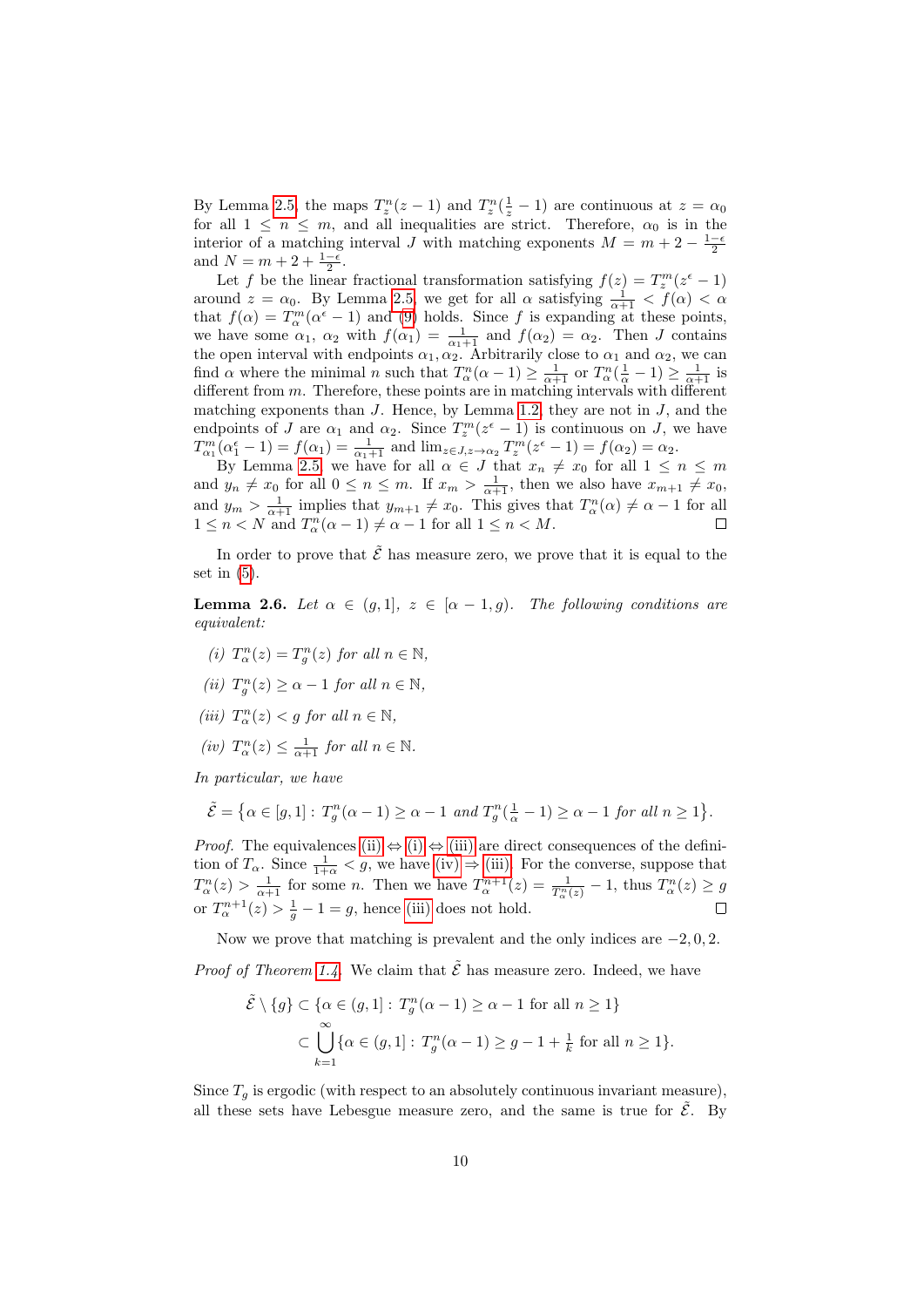By Lemma 2.5, the maps $T_z^n(z-1)$ and $T_z^n(\frac{1}{z}-1)$ are continuous at $z=\alpha_0$ for all $1 \le n \le m$, and all inequalities are strict. Therefore, $\alpha_0$ is in the interior of a matching interval $J$ with matching exponents $M = m+2-\frac{1-\epsilon}{2}$ and $N = m+2+\frac{1-\epsilon}{2}$.

Let $f$ be the linear fractional transformation satisfying $f(z) = T_z^m(z^\epsilon - 1)$ around $z = \alpha_0$. By Lemma 2.5, we get for all $\alpha$ satisfying $\frac{1}{\alpha+1} < f(\alpha) < \alpha$ that $f(\alpha) = T_\alpha^m(\alpha^\epsilon - 1)$ and (9) holds. Since $f$ is expanding at these points, we have some $\alpha_1$, $\alpha_2$ with $f(\alpha_1) = \frac{1}{\alpha_1+1}$ and $f(\alpha_2) = \alpha_2$. Then $J$ contains the open interval with endpoints $\alpha_1, \alpha_2$. Arbitrarily close to $\alpha_1$ and $\alpha_2$, we can find $\alpha$ where the minimal $n$ such that $T_\alpha^n(\alpha-1) \ge \frac{1}{\alpha+1}$ or $T_\alpha^n(\frac{1}{\alpha}-1) \ge \frac{1}{\alpha+1}$ is different from $m$. Therefore, these points are in matching intervals with different matching exponents than $J$. Hence, by Lemma 1.2, they are not in $J$, and the endpoints of $J$ are $\alpha_1$ and $\alpha_2$. Since $T_z^m(z^\epsilon - 1)$ is continuous on $J$, we have $T_{\alpha_1}^m(\alpha_1^\epsilon - 1) = f(\alpha_1) = \frac{1}{\alpha_1+1}$ and $\lim_{z\in J, z\to\alpha_2} T_z^m(z^\epsilon - 1) = f(\alpha_2) = \alpha_2$.

By Lemma 2.5, we have for all $\alpha \in J$ that $x_n \ne x_0$ for all $1 \le n \le m$ and $y_n \ne x_0$ for all $0 \le n \le m$. If $x_m > \frac{1}{\alpha+1}$, then we also have $x_{m+1} \ne x_0$, and $y_m > \frac{1}{\alpha+1}$ implies that $y_{m+1} \ne x_0$. This gives that $T_\alpha^n(\alpha) \ne \alpha - 1$ for all $1 \le n < N$ and $T_\alpha^n(\alpha-1) \ne \alpha - 1$ for all $1 \le n < M$. □

In order to prove that $\tilde{\mathcal{E}}$ has measure zero, we prove that it is equal to the set in (5).

**Lemma 2.6.** *Let $\alpha \in (g,1]$, $z \in [\alpha-1, g)$. The following conditions are equivalent:*

*(i) $T_\alpha^n(z) = T_g^n(z)$ for all $n \in \mathbb{N}$,*

*(ii) $T_g^n(z) \ge \alpha - 1$ for all $n \in \mathbb{N}$,*

*(iii) $T_\alpha^n(z) < g$ for all $n \in \mathbb{N}$,*

*(iv) $T_\alpha^n(z) \le \frac{1}{\alpha+1}$ for all $n \in \mathbb{N}$.*

*In particular, we have*

$$\tilde{\mathcal{E}} = \big\{\alpha \in [g,1] : T_g^n(\alpha-1) \ge \alpha - 1 \text{ and } T_g^n(\tfrac{1}{\alpha}-1) \ge \alpha-1 \text{ for all } n \ge 1\big\}.$$

*Proof.* The equivalences (ii) ⇔ (i) ⇔ (iii) are direct consequences of the definition of $T_\alpha$. Since $\frac{1}{1+\alpha} < g$, we have (iv) ⇒ (iii). For the converse, suppose that $T_\alpha^n(z) > \frac{1}{\alpha+1}$ for some $n$. Then we have $T_\alpha^{n+1}(z) = \frac{1}{T_\alpha^n(z)} - 1$, thus $T_\alpha^n(z) \ge g$ or $T_\alpha^{n+1}(z) > \frac{1}{g} - 1 = g$, hence (iii) does not hold. □

Now we prove that matching is prevalent and the only indices are $-2, 0, 2$.

*Proof of Theorem 1.4.* We claim that $\tilde{\mathcal{E}}$ has measure zero. Indeed, we have

$$\begin{aligned}\tilde{\mathcal{E}} \setminus \{g\} &\subset \{\alpha \in (g,1] : T_g^n(\alpha-1) \ge \alpha - 1 \text{ for all } n \ge 1\} \\ &\subset \bigcup_{k=1}^{\infty} \{\alpha \in (g,1] : T_g^n(\alpha-1) \ge g - 1 + \tfrac{1}{k} \text{ for all } n \ge 1\}.\end{aligned}$$

Since $T_g$ is ergodic (with respect to an absolutely continuous invariant measure), all these sets have Lebesgue measure zero, and the same is true for $\tilde{\mathcal{E}}$. By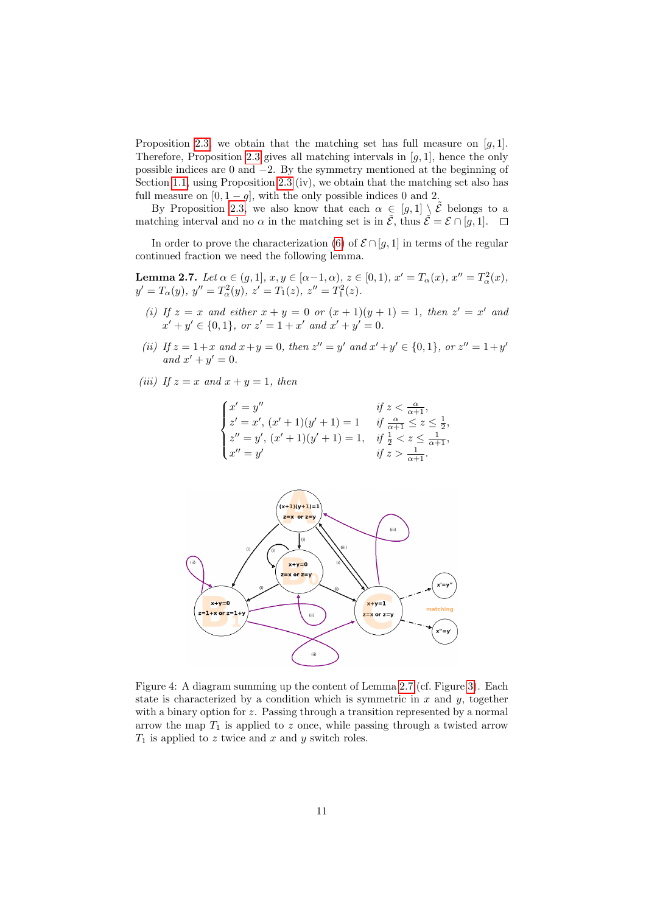Proposition 2.3, we obtain that the matching set has full measure on $[g, 1]$. Therefore, Proposition 2.3 gives all matching intervals in $[g, 1]$, hence the only possible indices are 0 and $-2$. By the symmetry mentioned at the beginning of Section 1.1, using Proposition 2.3 (iv), we obtain that the matching set also has full measure on $[0, 1-g]$, with the only possible indices 0 and 2.

By Proposition 2.3, we also know that each $\alpha \in [g, 1] \setminus \tilde{\mathcal{E}}$ belongs to a matching interval and no $\alpha$ in the matching set is in $\tilde{\mathcal{E}}$, thus $\tilde{\mathcal{E}} = \mathcal{E} \cap [g, 1]$. □

In order to prove the characterization (6) of $\mathcal{E} \cap [g, 1]$ in terms of the regular continued fraction we need the following lemma.

**Lemma 2.7.** *Let $\alpha \in (g, 1]$, $x, y \in [\alpha - 1, \alpha)$, $z \in [0, 1)$, $x' = T_\alpha(x)$, $x'' = T^2_\alpha(x)$, $y' = T_\alpha(y)$, $y'' = T^2_\alpha(y)$, $z' = T_1(z)$, $z'' = T^2_1(z)$.*

*(i) If $z = x$ and either $x + y = 0$ or $(x + 1)(y + 1) = 1$, then $z' = x'$ and $x' + y' \in \{0, 1\}$, or $z' = 1 + x'$ and $x' + y' = 0$.*

*(ii) If $z = 1 + x$ and $x + y = 0$, then $z'' = y'$ and $x' + y' \in \{0, 1\}$, or $z'' = 1 + y'$ and $x' + y' = 0$.*

*(iii) If $z = x$ and $x + y = 1$, then*

$$\begin{cases} x' = y'' & \text{if } z < \frac{\alpha}{\alpha+1}, \\ z' = x',\ (x'+1)(y'+1) = 1 & \text{if } \frac{\alpha}{\alpha+1} \leq z \leq \frac{1}{2}, \\ z'' = y',\ (x'+1)(y'+1) = 1, & \text{if } \frac{1}{2} < z \leq \frac{1}{\alpha+1}, \\ x'' = y' & \text{if } z > \frac{1}{\alpha+1}. \end{cases}$$

Figure 4: A diagram summing up the content of Lemma 2.7 (cf. Figure 3). Each state is characterized by a condition which is symmetric in $x$ and $y$, together with a binary option for $z$. Passing through a transition represented by a normal arrow the map $T_1$ is applied to $z$ once, while passing through a twisted arrow $T_1$ is applied to $z$ twice and $x$ and $y$ switch roles.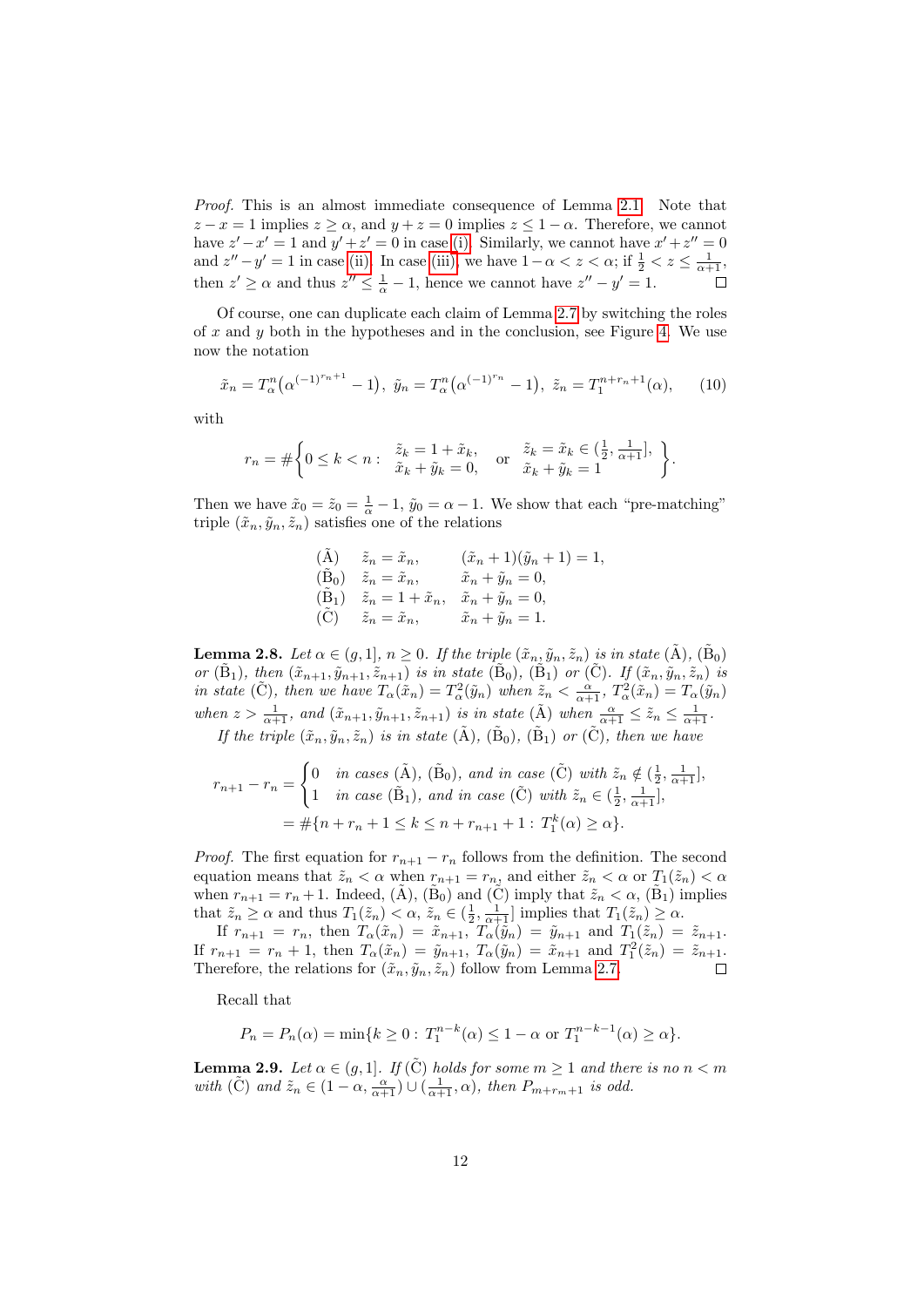*Proof.* This is an almost immediate consequence of Lemma 2.1. Note that $z - x = 1$ implies $z \geq \alpha$, and $y + z = 0$ implies $z \leq 1 - \alpha$. Therefore, we cannot have $z' - x' = 1$ and $y' + z' = 0$ in case (i). Similarly, we cannot have $x' + z'' = 0$ and $z'' - y' = 1$ in case (ii). In case (iii), we have $1 - \alpha < z < \alpha$; if $\frac{1}{2} < z \leq \frac{1}{\alpha+1}$, then $z' \geq \alpha$ and thus $z'' \leq \frac{1}{\alpha} - 1$, hence we cannot have $z'' - y' = 1$. □

Of course, one can duplicate each claim of Lemma 2.7 by switching the roles of $x$ and $y$ both in the hypotheses and in the conclusion, see Figure 4. We use now the notation

$$\tilde{x}_n = T_\alpha^n\big(\alpha^{(-1)^{r_n+1}} - 1\big),\ \tilde{y}_n = T_\alpha^n\big(\alpha^{(-1)^{r_n}} - 1\big),\ \tilde{z}_n = T_1^{n+r_n+1}(\alpha), \tag{10}$$

with

$$r_n = \#\left\{0 \leq k < n:\ \begin{array}{l}\tilde{z}_k = 1 + \tilde{x}_k,\\ \tilde{x}_k + \tilde{y}_k = 0,\end{array} \quad \text{or} \quad \begin{array}{l}\tilde{z}_k = \tilde{x}_k \in (\frac{1}{2}, \frac{1}{\alpha+1}],\\ \tilde{x}_k + \tilde{y}_k = 1\end{array}\right\}.$$

Then we have $\tilde{x}_0 = \tilde{z}_0 = \frac{1}{\alpha} - 1$, $\tilde{y}_0 = \alpha - 1$. We show that each "pre-matching" triple $(\tilde{x}_n, \tilde{y}_n, \tilde{z}_n)$ satisfies one of the relations

$$\begin{array}{lll}
(\tilde{\mathrm{A}}) & \tilde{z}_n = \tilde{x}_n, & (\tilde{x}_n + 1)(\tilde{y}_n + 1) = 1,\\
(\tilde{\mathrm{B}}_0) & \tilde{z}_n = \tilde{x}_n, & \tilde{x}_n + \tilde{y}_n = 0,\\
(\tilde{\mathrm{B}}_1) & \tilde{z}_n = 1 + \tilde{x}_n, & \tilde{x}_n + \tilde{y}_n = 0,\\
(\tilde{\mathrm{C}}) & \tilde{z}_n = \tilde{x}_n, & \tilde{x}_n + \tilde{y}_n = 1.
\end{array}$$

**Lemma 2.8.** *Let $\alpha \in (g, 1]$, $n \geq 0$. If the triple $(\tilde{x}_n, \tilde{y}_n, \tilde{z}_n)$ is in state $(\tilde{\mathrm{A}})$, $(\tilde{\mathrm{B}}_0)$ or $(\tilde{\mathrm{B}}_1)$, then $(\tilde{x}_{n+1}, \tilde{y}_{n+1}, \tilde{z}_{n+1})$ is in state $(\tilde{\mathrm{B}}_0)$, $(\tilde{\mathrm{B}}_1)$ or $(\tilde{\mathrm{C}})$. If $(\tilde{x}_n, \tilde{y}_n, \tilde{z}_n)$ is in state $(\tilde{\mathrm{C}})$, then we have $T_\alpha(\tilde{x}_n) = T_\alpha^2(\tilde{y}_n)$ when $\tilde{z}_n < \frac{\alpha}{\alpha+1}$, $T_\alpha^2(\tilde{x}_n) = T_\alpha(\tilde{y}_n)$ when $z > \frac{1}{\alpha+1}$, and $(\tilde{x}_{n+1}, \tilde{y}_{n+1}, \tilde{z}_{n+1})$ is in state $(\tilde{\mathrm{A}})$ when $\frac{\alpha}{\alpha+1} \leq \tilde{z}_n \leq \frac{1}{\alpha+1}$.*

*If the triple $(\tilde{x}_n, \tilde{y}_n, \tilde{z}_n)$ is in state $(\tilde{\mathrm{A}})$, $(\tilde{\mathrm{B}}_0)$, $(\tilde{\mathrm{B}}_1)$ or $(\tilde{\mathrm{C}})$, then we have*

$$\begin{aligned}
r_{n+1} - r_n &= \begin{cases} 0 & \text{in cases } (\tilde{\mathrm{A}}),\ (\tilde{\mathrm{B}}_0), \text{ and in case } (\tilde{\mathrm{C}}) \text{ with } \tilde{z}_n \notin (\frac{1}{2}, \frac{1}{\alpha+1}],\\ 1 & \text{in case } (\tilde{\mathrm{B}}_1), \text{ and in case } (\tilde{\mathrm{C}}) \text{ with } \tilde{z}_n \in (\frac{1}{2}, \frac{1}{\alpha+1}],\end{cases}\\
&= \#\{n + r_n + 1 \leq k \leq n + r_{n+1} + 1:\ T_1^k(\alpha) \geq \alpha\}.
\end{aligned}$$

*Proof.* The first equation for $r_{n+1} - r_n$ follows from the definition. The second equation means that $\tilde{z}_n < \alpha$ when $r_{n+1} = r_n$, and either $\tilde{z}_n < \alpha$ or $T_1(\tilde{z}_n) < \alpha$ when $r_{n+1} = r_n + 1$. Indeed, $(\tilde{\mathrm{A}})$, $(\tilde{\mathrm{B}}_0)$ and $(\tilde{\mathrm{C}})$ imply that $\tilde{z}_n < \alpha$, $(\tilde{\mathrm{B}}_1)$ implies that $\tilde{z}_n \geq \alpha$ and thus $T_1(\tilde{z}_n) < \alpha$, $\tilde{z}_n \in (\frac{1}{2}, \frac{1}{\alpha+1}]$ implies that $T_1(\tilde{z}_n) \geq \alpha$.

If $r_{n+1} = r_n$, then $T_\alpha(\tilde{x}_n) = \tilde{x}_{n+1}$, $T_\alpha(\tilde{y}_n) = \tilde{y}_{n+1}$ and $T_1(\tilde{z}_n) = \tilde{z}_{n+1}$. If $r_{n+1} = r_n + 1$, then $T_\alpha(\tilde{x}_n) = \tilde{y}_{n+1}$, $T_\alpha(\tilde{y}_n) = \tilde{x}_{n+1}$ and $T_1^2(\tilde{z}_n) = \tilde{z}_{n+1}$. Therefore, the relations for $(\tilde{x}_n, \tilde{y}_n, \tilde{z}_n)$ follow from Lemma 2.7. □

Recall that

$$P_n = P_n(\alpha) = \min\{k \geq 0:\ T_1^{n-k}(\alpha) \leq 1 - \alpha \text{ or } T_1^{n-k-1}(\alpha) \geq \alpha\}.$$

**Lemma 2.9.** *Let $\alpha \in (g, 1]$. If $(\tilde{\mathrm{C}})$ holds for some $m \geq 1$ and there is no $n < m$ with $(\tilde{\mathrm{C}})$ and $\tilde{z}_n \in (1 - \alpha, \frac{\alpha}{\alpha+1}) \cup (\frac{1}{\alpha+1}, \alpha)$, then $P_{m+r_m+1}$ is odd.*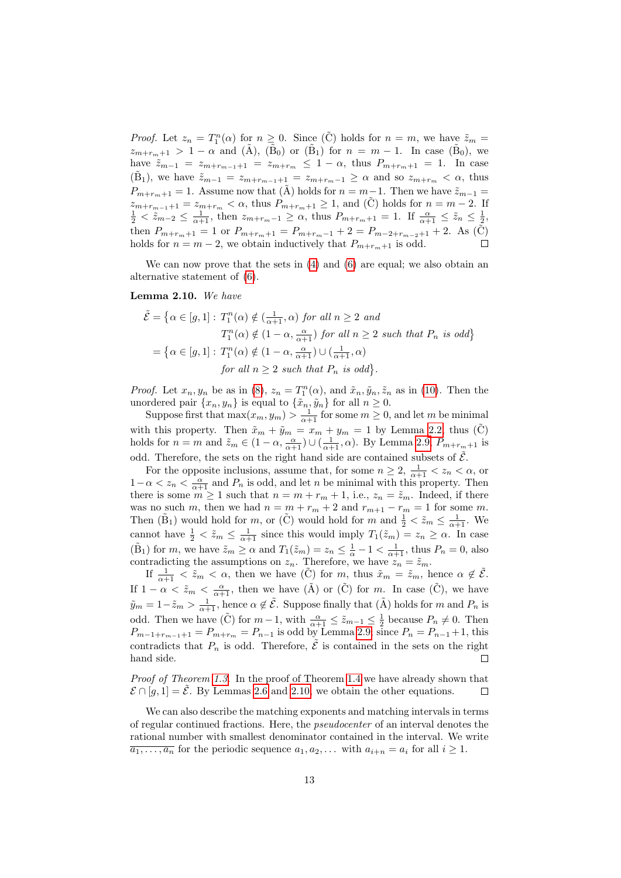*Proof.* Let $z_n = T_1^n(\alpha)$ for $n \geq 0$. Since ($\tilde{\mathrm{C}}$) holds for $n = m$, we have $\tilde{z}_m = z_{m+r_m+1} > 1-\alpha$ and ($\tilde{\mathrm{A}}$), ($\tilde{\mathrm{B}}_0$) or ($\tilde{\mathrm{B}}_1$) for $n = m-1$. In case ($\tilde{\mathrm{B}}_0$), we have $\tilde{z}_{m-1} = z_{m+r_{m-1}+1} = z_{m+r_m} \leq 1-\alpha$, thus $P_{m+r_m+1} = 1$. In case ($\tilde{\mathrm{B}}_1$), we have $\tilde{z}_{m-1} = z_{m+r_{m-1}+1} = z_{m+r_m-1} \geq \alpha$ and so $z_{m+r_m} < \alpha$, thus $P_{m+r_m+1} = 1$. Assume now that ($\tilde{\mathrm{A}}$) holds for $n = m-1$. Then we have $\tilde{z}_{m-1} = z_{m+r_{m-1}+1} = z_{m+r_m} < \alpha$, thus $P_{m+r_m+1} \geq 1$, and ($\tilde{\mathrm{C}}$) holds for $n = m-2$. If $\frac{1}{2} < \tilde{z}_{m-2} \leq \frac{1}{\alpha+1}$, then $z_{m+r_m-1} \geq \alpha$, thus $P_{m+r_m+1} = 1$. If $\frac{\alpha}{\alpha+1} \leq \tilde{z}_n \leq \frac{1}{2}$, then $P_{m+r_m+1} = 1$ or $P_{m+r_m+1} = P_{m+r_m-1} + 2 = P_{m-2+r_{m-2}+1} + 2$. As ($\tilde{\mathrm{C}}$) holds for $n = m-2$, we obtain inductively that $P_{m+r_m+1}$ is odd. $\square$

We can now prove that the sets in (4) and (6) are equal; we also obtain an alternative statement of (6).

**Lemma 2.10.** *We have*

$$
\begin{aligned}
\tilde{\mathcal{E}} &= \big\{\alpha \in [g,1] :\ T_1^n(\alpha) \notin (\tfrac{1}{\alpha+1}, \alpha) \text{ for all } n \geq 2 \text{ and} \\
&\qquad\qquad T_1^n(\alpha) \notin (1-\alpha, \tfrac{\alpha}{\alpha+1}) \text{ for all } n \geq 2 \text{ such that } P_n \text{ is odd}\big\} \\
&= \big\{\alpha \in [g,1] :\ T_1^n(\alpha) \notin (1-\alpha, \tfrac{\alpha}{\alpha+1}) \cup (\tfrac{1}{\alpha+1}, \alpha) \\
&\qquad\qquad \text{for all } n \geq 2 \text{ such that } P_n \text{ is odd}\big\}.
\end{aligned}
$$

*Proof.* Let $x_n, y_n$ be as in (8), $z_n = T_1^n(\alpha)$, and $\tilde{x}_n, \tilde{y}_n, \tilde{z}_n$ as in (10). Then the unordered pair $\{x_n, y_n\}$ is equal to $\{\tilde{x}_n, \tilde{y}_n\}$ for all $n \geq 0$.

Suppose first that $\max(x_m, y_m) > \frac{1}{\alpha+1}$ for some $m \geq 0$, and let $m$ be minimal with this property. Then $\tilde{x}_m + \tilde{y}_m = x_m + y_m = 1$ by Lemma 2.2, thus ($\tilde{\mathrm{C}}$) holds for $n = m$ and $\tilde{z}_m \in (1-\alpha, \frac{\alpha}{\alpha+1}) \cup (\frac{1}{\alpha+1}, \alpha)$. By Lemma 2.9, $P_{m+r_m+1}$ is odd. Therefore, the sets on the right hand side are contained subsets of $\tilde{\mathcal{E}}$.

For the opposite inclusions, assume that, for some $n \geq 2$, $\frac{1}{\alpha+1} < z_n < \alpha$, or $1-\alpha < z_n < \frac{\alpha}{\alpha+1}$ and $P_n$ is odd, and let $n$ be minimal with this property. Then there is some $m \geq 1$ such that $n = m + r_m + 1$, i.e., $z_n = \tilde{z}_m$. Indeed, if there was no such $m$, then we had $n = m + r_m + 2$ and $r_{m+1} - r_m = 1$ for some $m$. Then ($\tilde{\mathrm{B}}_1$) would hold for $m$, or ($\tilde{\mathrm{C}}$) would hold for $m$ and $\frac{1}{2} < \tilde{z}_m \leq \frac{1}{\alpha+1}$. We cannot have $\frac{1}{2} < \tilde{z}_m \leq \frac{1}{\alpha+1}$ since this would imply $T_1(\tilde{z}_m) = z_n \geq \alpha$. In case ($\tilde{\mathrm{B}}_1$) for $m$, we have $\tilde{z}_m \geq \alpha$ and $T_1(\tilde{z}_m) = z_n \leq \frac{1}{\alpha} - 1 < \frac{1}{\alpha+1}$, thus $P_n = 0$, also contradicting the assumptions on $z_n$. Therefore, we have $z_n = \tilde{z}_m$.

If $\frac{1}{\alpha+1} < \tilde{z}_m < \alpha$, then we have ($\tilde{\mathrm{C}}$) for $m$, thus $\tilde{x}_m = \tilde{z}_m$, hence $\alpha \notin \tilde{\mathcal{E}}$. If $1-\alpha < \tilde{z}_m < \frac{\alpha}{\alpha+1}$, then we have ($\tilde{\mathrm{A}}$) or ($\tilde{\mathrm{C}}$) for $m$. In case ($\tilde{\mathrm{C}}$), we have $\tilde{y}_m = 1 - \tilde{z}_m > \frac{1}{\alpha+1}$, hence $\alpha \notin \tilde{\mathcal{E}}$. Suppose finally that ($\tilde{\mathrm{A}}$) holds for $m$ and $P_n$ is odd. Then we have ($\tilde{\mathrm{C}}$) for $m-1$, with $\frac{\alpha}{\alpha+1} \leq \tilde{z}_{m-1} \leq \frac{1}{2}$ because $P_n \neq 0$. Then $P_{m-1+r_{m-1}+1} = P_{m+r_m} = P_{n-1}$ is odd by Lemma 2.9; since $P_n = P_{n-1} + 1$, this contradicts that $P_n$ is odd. Therefore, $\tilde{\mathcal{E}}$ is contained in the sets on the right hand side. $\square$

*Proof of Theorem 1.3.* In the proof of Theorem 1.4 we have already shown that $\mathcal{E} \cap [g,1] = \tilde{\mathcal{E}}$. By Lemmas 2.6 and 2.10, we obtain the other equations. $\square$

We can also describe the matching exponents and matching intervals in terms of regular continued fractions. Here, the *pseudocenter* of an interval denotes the rational number with smallest denominator contained in the interval. We write $\overline{a_1, \ldots, a_n}$ for the periodic sequence $a_1, a_2, \ldots$ with $a_{i+n} = a_i$ for all $i \geq 1$.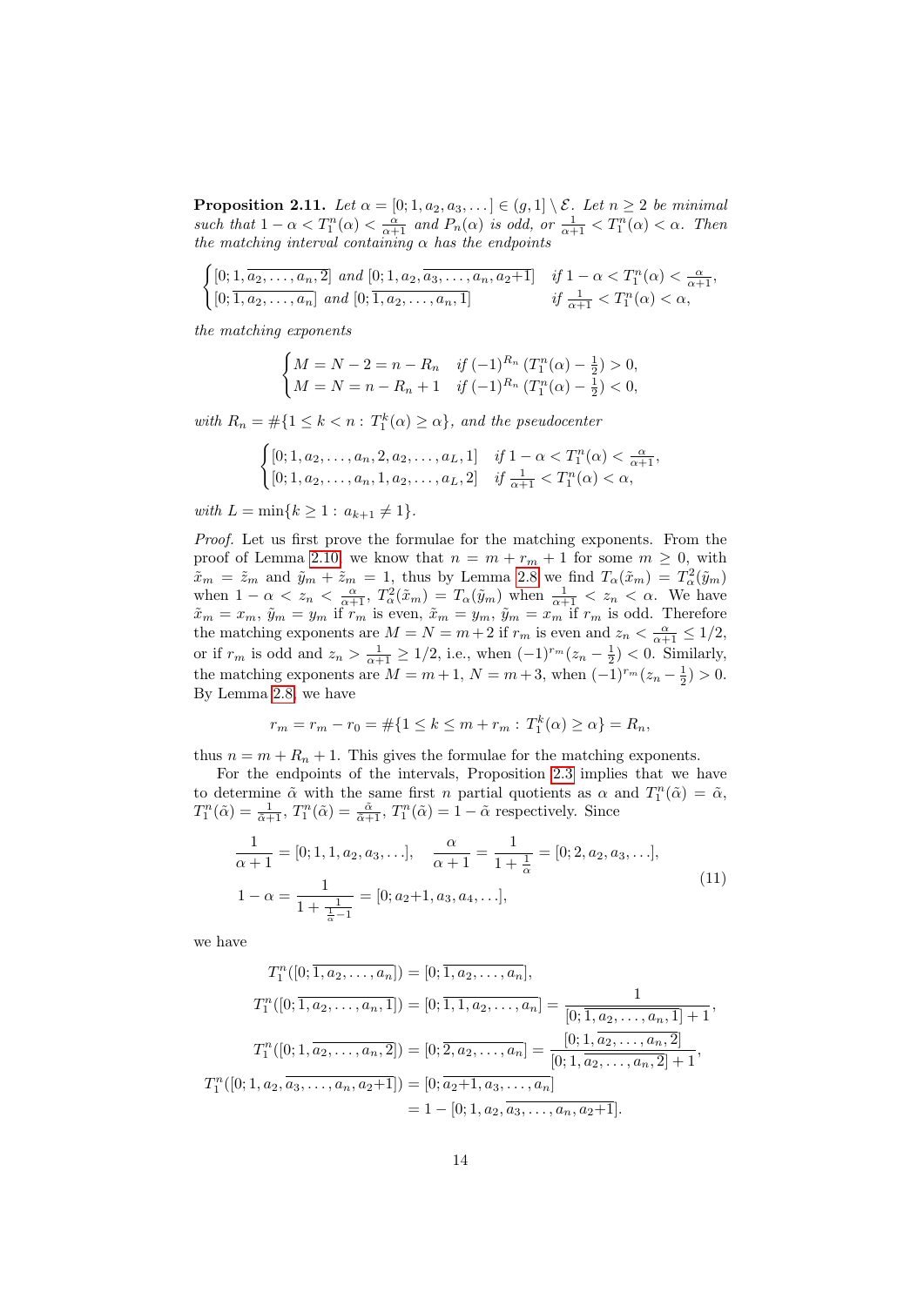**Proposition 2.11.** *Let $\alpha = [0; 1, a_2, a_3, \dots] \in (g, 1] \setminus \mathcal{E}$. Let $n \ge 2$ be minimal such that $1 - \alpha < T_1^n(\alpha) < \frac{\alpha}{\alpha+1}$ and $P_n(\alpha)$ is odd, or $\frac{1}{\alpha+1} < T_1^n(\alpha) < \alpha$. Then the matching interval containing $\alpha$ has the endpoints*

$$\begin{cases} [0; 1, \overline{a_2, \dots, a_n, 2}] \text{ and } [0; 1, a_2, \overline{a_3, \dots, a_n, a_2{+}1}] & \text{if } 1 - \alpha < T_1^n(\alpha) < \frac{\alpha}{\alpha+1}, \\ [0; \overline{1, a_2, \dots, a_n}] \text{ and } [0; \overline{1, a_2, \dots, a_n, 1}] & \text{if } \frac{1}{\alpha+1} < T_1^n(\alpha) < \alpha, \end{cases}$$

*the matching exponents*

$$\begin{cases} M = N - 2 = n - R_n & \text{if } (-1)^{R_n} \left(T_1^n(\alpha) - \frac{1}{2}\right) > 0, \\ M = N = n - R_n + 1 & \text{if } (-1)^{R_n} \left(T_1^n(\alpha) - \frac{1}{2}\right) < 0, \end{cases}$$

*with $R_n = \#\{1 \le k < n : T_1^k(\alpha) \ge \alpha\}$, and the pseudocenter*

$$\begin{cases} [0; 1, a_2, \dots, a_n, 2, a_2, \dots, a_L, 1] & \text{if } 1 - \alpha < T_1^n(\alpha) < \frac{\alpha}{\alpha+1}, \\ [0; 1, a_2, \dots, a_n, 1, a_2, \dots, a_L, 2] & \text{if } \frac{1}{\alpha+1} < T_1^n(\alpha) < \alpha, \end{cases}$$

*with $L = \min\{k \ge 1 : a_{k+1} \ne 1\}$.*

*Proof.* Let us first prove the formulae for the matching exponents. From the proof of Lemma 2.10 we know that $n = m + r_m + 1$ for some $m \ge 0$, with $\tilde{x}_m = \tilde{z}_m$ and $\tilde{y}_m + \tilde{z}_m = 1$, thus by Lemma 2.8 we find $T_\alpha(\tilde{x}_m) = T_\alpha^2(\tilde{y}_m)$ when $1 - \alpha < z_n < \frac{\alpha}{\alpha+1}$, $T_\alpha^2(\tilde{x}_m) = T_\alpha(\tilde{y}_m)$ when $\frac{1}{\alpha+1} < z_n < \alpha$. We have $\tilde{x}_m = x_m$, $\tilde{y}_m = y_m$ if $r_m$ is even, $\tilde{x}_m = y_m$, $\tilde{y}_m = x_m$ if $r_m$ is odd. Therefore the matching exponents are $M = N = m+2$ if $r_m$ is even and $z_n < \frac{\alpha}{\alpha+1} \le 1/2$, or if $r_m$ is odd and $z_n > \frac{1}{\alpha+1} \ge 1/2$, i.e., when $(-1)^{r_m}(z_n - \frac{1}{2}) < 0$. Similarly, the matching exponents are $M = m+1$, $N = m+3$, when $(-1)^{r_m}(z_n - \frac{1}{2}) > 0$. By Lemma 2.8, we have

$$r_m = r_m - r_0 = \#\{1 \le k \le m + r_m : T_1^k(\alpha) \ge \alpha\} = R_n,$$

thus $n = m + R_n + 1$. This gives the formulae for the matching exponents.

For the endpoints of the intervals, Proposition 2.3 implies that we have to determine $\tilde{\alpha}$ with the same first $n$ partial quotients as $\alpha$ and $T_1^n(\tilde{\alpha}) = \tilde{\alpha}$, $T_1^n(\tilde{\alpha}) = \frac{1}{\tilde{\alpha}+1}$, $T_1^n(\tilde{\alpha}) = \frac{\tilde{\alpha}}{\tilde{\alpha}+1}$, $T_1^n(\tilde{\alpha}) = 1 - \tilde{\alpha}$ respectively. Since

$$\begin{aligned} &\frac{1}{\alpha+1} = [0; 1, 1, a_2, a_3, \dots], \quad \frac{\alpha}{\alpha+1} = \frac{1}{1 + \frac{1}{\alpha}} = [0; 2, a_2, a_3, \dots], \\ &1 - \alpha = \frac{1}{1 + \frac{1}{\frac{1}{\alpha} - 1}} = [0; a_2{+}1, a_3, a_4, \dots], \end{aligned} \tag{11}$$

we have

$$\begin{aligned} T_1^n([0; \overline{1, a_2, \dots, a_n}]) &= [0; \overline{1, a_2, \dots, a_n}], \\ T_1^n([0; \overline{1, a_2, \dots, a_n, 1}]) &= [0; \overline{1, 1, a_2, \dots, a_n}] = \frac{1}{[0; \overline{1, a_2, \dots, a_n, 1}] + 1}, \\ T_1^n([0; 1, \overline{a_2, \dots, a_n, 2}]) &= [0; \overline{2, a_2, \dots, a_n}] = \frac{[0; 1, \overline{a_2, \dots, a_n, 2}]}{[0; 1, \overline{a_2, \dots, a_n, 2}] + 1}, \\ T_1^n([0; 1, a_2, \overline{a_3, \dots, a_n, a_2{+}1}]) &= [0; \overline{a_2{+}1, a_3, \dots, a_n}] \\ &= 1 - [0; 1, a_2, \overline{a_3, \dots, a_n, a_2{+}1}]. \end{aligned}$$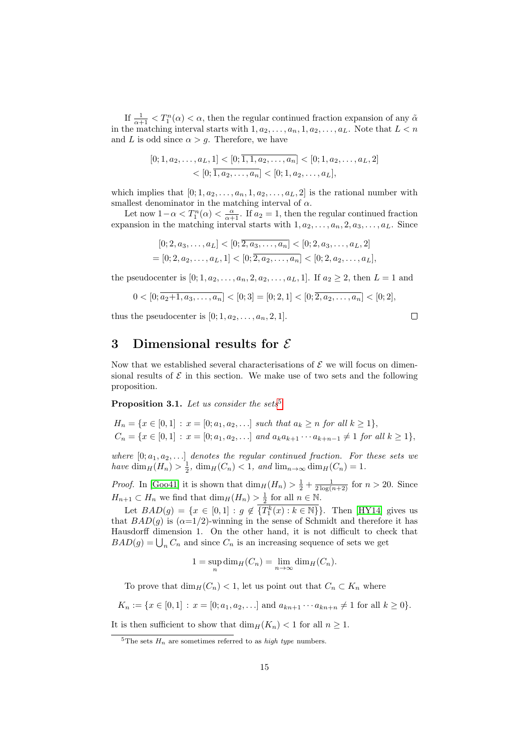If $\frac{1}{\alpha+1} < T_1^n(\alpha) < \alpha$, then the regular continued fraction expansion of any $\tilde{\alpha}$ in the matching interval starts with $1, a_2, \ldots, a_n, 1, a_2, \ldots, a_L$. Note that $L < n$ and $L$ is odd since $\alpha > g$. Therefore, we have

$$
\begin{aligned}
[0; 1, a_2, \ldots, a_L, 1] &< [0; \overline{1, 1, a_2, \ldots, a_n}] < [0; 1, a_2, \ldots, a_L, 2] \\
&< [0; \overline{1, a_2, \ldots, a_n}] < [0; 1, a_2, \ldots, a_L],
\end{aligned}
$$

which implies that $[0; 1, a_2, \ldots, a_n, 1, a_2, \ldots, a_L, 2]$ is the rational number with smallest denominator in the matching interval of $\alpha$.

Let now $1-\alpha < T_1^n(\alpha) < \frac{\alpha}{\alpha+1}$. If $a_2 = 1$, then the regular continued fraction expansion in the matching interval starts with $1, a_2, \ldots, a_n, 2, a_3, \ldots, a_L$. Since

$$
\begin{aligned}
&[0; 2, a_3, \ldots, a_L] < [0; \overline{2, a_3, \ldots, a_n}] < [0; 2, a_3, \ldots, a_L, 2] \\
&= [0; 2, a_2, \ldots, a_L, 1] < [0; \overline{2, a_2, \ldots, a_n}] < [0; 2, a_2, \ldots, a_L],
\end{aligned}
$$

the pseudocenter is $[0; 1, a_2, \ldots, a_n, 2, a_2, \ldots, a_L, 1]$. If $a_2 \geq 2$, then $L = 1$ and

$$
0 < [0; \overline{a_2+1, a_3, \ldots, a_n}] < [0; 3] = [0; 2, 1] < [0; \overline{2, a_2, \ldots, a_n}] < [0; 2],
$$

thus the pseudocenter is $[0; 1, a_2, \ldots, a_n, 2, 1]$. $\square$

## 3 Dimensional results for $\mathcal{E}$

Now that we established several characterisations of $\mathcal{E}$ we will focus on dimensional results of $\mathcal{E}$ in this section. We make use of two sets and the following proposition.

**Proposition 3.1.** *Let us consider the sets*[5]

$$
\begin{aligned}
H_n &= \{x \in [0,1] : x = [0; a_1, a_2, \ldots] \text{ such that } a_k \geq n \text{ for all } k \geq 1\}, \\
C_n &= \{x \in [0,1] : x = [0; a_1, a_2, \ldots] \text{ and } a_k a_{k+1} \cdots a_{k+n-1} \neq 1 \text{ for all } k \geq 1\},
\end{aligned}
$$

*where $[0; a_1, a_2, \ldots]$ denotes the regular continued fraction. For these sets we have $\dim_H(H_n) > \frac{1}{2}$, $\dim_H(C_n) < 1$, and $\lim_{n\to\infty} \dim_H(C_n) = 1$.*

*Proof.* In [Goo41] it is shown that $\dim_H(H_n) > \frac{1}{2} + \frac{1}{2\log(n+2)}$ for $n > 20$. Since $H_{n+1} \subset H_n$ we find that $\dim_H(H_n) > \frac{1}{2}$ for all $n \in \mathbb{N}$.

Let $BAD(g) = \{x \in [0,1] : g \notin \overline{\{T_1^k(x) : k \in \mathbb{N}\}}\}$. Then [HY14] gives us that $BAD(g)$ is ($\alpha$=1/2)-winning in the sense of Schmidt and therefore it has Hausdorff dimension 1. On the other hand, it is not difficult to check that $BAD(g) = \bigcup_n C_n$ and since $C_n$ is an increasing sequence of sets we get

$$
1 = \sup_n \dim_H(C_n) = \lim_{n\to\infty} \dim_H(C_n).
$$

To prove that $\dim_H(C_n) < 1$, let us point out that $C_n \subset K_n$ where

$$
K_n := \{x \in [0,1] : x = [0; a_1, a_2, \ldots] \text{ and } a_{kn+1} \cdots a_{kn+n} \neq 1 \text{ for all } k \geq 0\}.
$$

It is then sufficient to show that $\dim_H(K_n) < 1$ for all $n \geq 1$.

[5] The sets $H_n$ are sometimes referred to as *high type* numbers.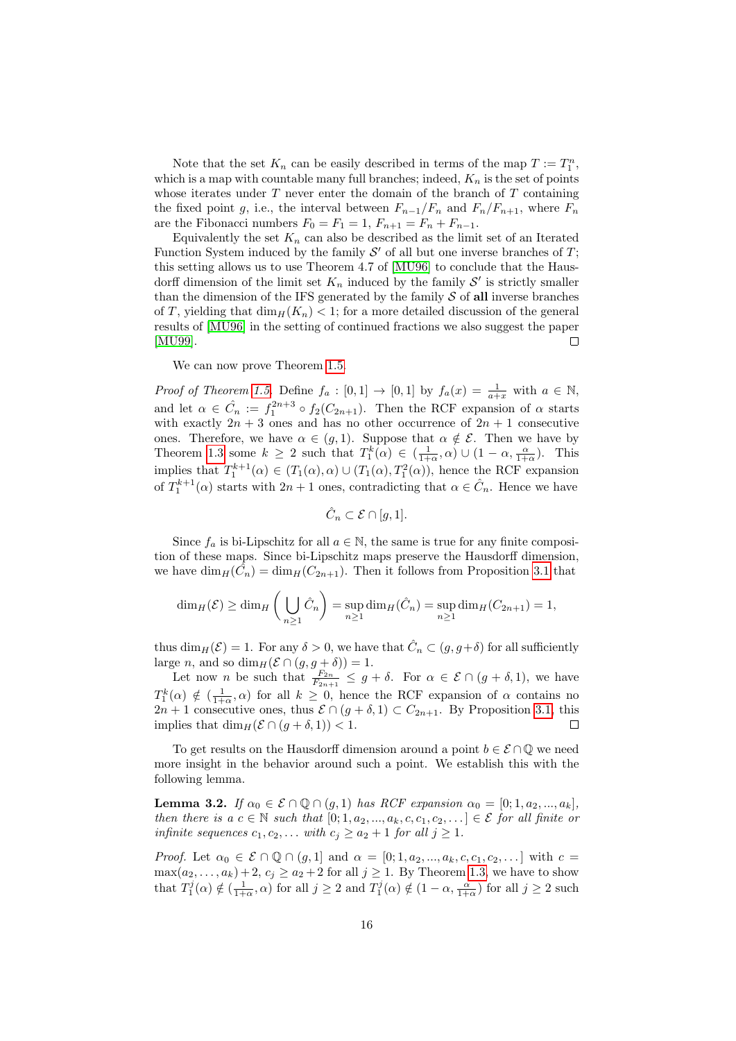Note that the set $K_n$ can be easily described in terms of the map $T := T_1^n$, which is a map with countable many full branches; indeed, $K_n$ is the set of points whose iterates under $T$ never enter the domain of the branch of $T$ containing the fixed point $g$, i.e., the interval between $F_{n-1}/F_n$ and $F_n/F_{n+1}$, where $F_n$ are the Fibonacci numbers $F_0 = F_1 = 1$, $F_{n+1} = F_n + F_{n-1}$.

Equivalently the set $K_n$ can also be described as the limit set of an Iterated Function System induced by the family $\mathcal{S}'$ of all but one inverse branches of $T$; this setting allows us to use Theorem 4.7 of [MU96] to conclude that the Hausdorff dimension of the limit set $K_n$ induced by the family $\mathcal{S}'$ is strictly smaller than the dimension of the IFS generated by the family $\mathcal{S}$ of **all** inverse branches of $T$, yielding that $\dim_H(K_n) < 1$; for a more detailed discussion of the general results of [MU96] in the setting of continued fractions we also suggest the paper [MU99]. □

We can now prove Theorem 1.5.

*Proof of Theorem 1.5.* Define $f_a : [0,1] \to [0,1]$ by $f_a(x) = \frac{1}{a+x}$ with $a \in \mathbb{N}$, and let $\alpha \in \hat{C}_n := f_1^{2n+3} \circ f_2(C_{2n+1})$. Then the RCF expansion of $\alpha$ starts with exactly $2n+3$ ones and has no other occurrence of $2n+1$ consecutive ones. Therefore, we have $\alpha \in (g, 1)$. Suppose that $\alpha \notin \mathcal{E}$. Then we have by Theorem 1.3 some $k \geq 2$ such that $T_1^k(\alpha) \in (\frac{1}{1+\alpha}, \alpha) \cup (1-\alpha, \frac{\alpha}{1+\alpha})$. This implies that $T_1^{k+1}(\alpha) \in (T_1(\alpha), \alpha) \cup (T_1(\alpha), T_1^2(\alpha))$, hence the RCF expansion of $T_1^{k+1}(\alpha)$ starts with $2n+1$ ones, contradicting that $\alpha \in \hat{C}_n$. Hence we have

$$\hat{C}_n \subset \mathcal{E} \cap [g, 1].$$

Since $f_a$ is bi-Lipschitz for all $a \in \mathbb{N}$, the same is true for any finite composition of these maps. Since bi-Lipschitz maps preserve the Hausdorff dimension, we have $\dim_H(\hat{C}_n) = \dim_H(C_{2n+1})$. Then it follows from Proposition 3.1 that

$$\dim_H(\mathcal{E}) \geq \dim_H\left(\bigcup_{n\geq 1} \hat{C}_n\right) = \sup_{n\geq 1} \dim_H(\hat{C}_n) = \sup_{n\geq 1} \dim_H(C_{2n+1}) = 1,$$

thus $\dim_H(\mathcal{E}) = 1$. For any $\delta > 0$, we have that $\hat{C}_n \subset (g, g+\delta)$ for all sufficiently large $n$, and so $\dim_H(\mathcal{E} \cap (g, g+\delta)) = 1$.

Let now $n$ be such that $\frac{F_{2n}}{F_{2n+1}} \leq g + \delta$. For $\alpha \in \mathcal{E} \cap (g+\delta, 1)$, we have $T_1^k(\alpha) \notin (\frac{1}{1+\alpha}, \alpha)$ for all $k \geq 0$, hence the RCF expansion of $\alpha$ contains no $2n+1$ consecutive ones, thus $\mathcal{E} \cap (g+\delta, 1) \subset C_{2n+1}$. By Proposition 3.1, this implies that $\dim_H(\mathcal{E} \cap (g+\delta, 1)) < 1$. □

To get results on the Hausdorff dimension around a point $b \in \mathcal{E} \cap \mathbb{Q}$ we need more insight in the behavior around such a point. We establish this with the following lemma.

**Lemma 3.2.** *If $\alpha_0 \in \mathcal{E} \cap \mathbb{Q} \cap (g, 1)$ has RCF expansion $\alpha_0 = [0; 1, a_2, ..., a_k]$, then there is a $c \in \mathbb{N}$ such that $[0; 1, a_2, ..., a_k, c, c_1, c_2, \dots] \in \mathcal{E}$ for all finite or infinite sequences $c_1, c_2, \dots$ with $c_j \geq a_2 + 1$ for all $j \geq 1$.*

*Proof.* Let $\alpha_0 \in \mathcal{E} \cap \mathbb{Q} \cap (g, 1]$ and $\alpha = [0; 1, a_2, ..., a_k, c, c_1, c_2, \dots]$ with $c = \max(a_2, \dots, a_k) + 2$, $c_j \geq a_2 + 2$ for all $j \geq 1$. By Theorem 1.3, we have to show that $T_1^j(\alpha) \notin (\frac{1}{1+\alpha}, \alpha)$ for all $j \geq 2$ and $T_1^j(\alpha) \notin (1-\alpha, \frac{\alpha}{1+\alpha})$ for all $j \geq 2$ such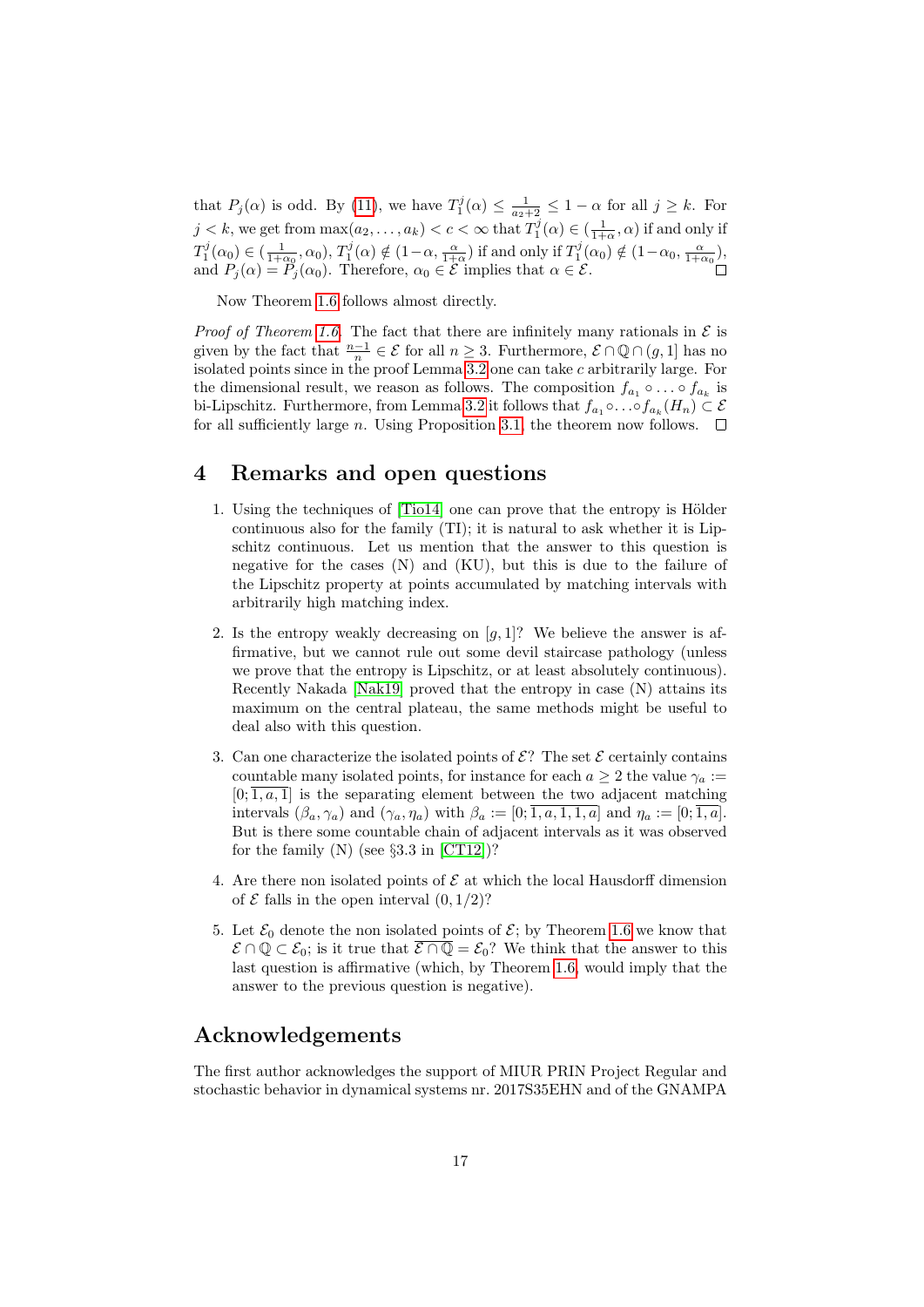that $P_j(\alpha)$ is odd. By (11), we have $T_1^j(\alpha) \le \frac{1}{a_2+2} \le 1-\alpha$ for all $j \ge k$. For $j < k$, we get from $\max(a_2, \dots, a_k) < c < \infty$ that $T_1^j(\alpha) \in (\frac{1}{1+\alpha}, \alpha)$ if and only if $T_1^j(\alpha_0) \in (\frac{1}{1+\alpha_0}, \alpha_0)$, $T_1^j(\alpha) \notin (1-\alpha, \frac{\alpha}{1+\alpha})$ if and only if $T_1^j(\alpha_0) \notin (1-\alpha_0, \frac{\alpha}{1+\alpha_0})$, and $P_j(\alpha) = P_j(\alpha_0)$. Therefore, $\alpha_0 \in \mathcal{E}$ implies that $\alpha \in \mathcal{E}$. □

Now Theorem 1.6 follows almost directly.

*Proof of Theorem 1.6.* The fact that there are infinitely many rationals in $\mathcal{E}$ is given by the fact that $\frac{n-1}{n} \in \mathcal{E}$ for all $n \ge 3$. Furthermore, $\mathcal{E} \cap \mathbb{Q} \cap (g, 1]$ has no isolated points since in the proof Lemma 3.2 one can take $c$ arbitrarily large. For the dimensional result, we reason as follows. The composition $f_{a_1} \circ \ldots \circ f_{a_k}$ is bi-Lipschitz. Furthermore, from Lemma 3.2 it follows that $f_{a_1} \circ \ldots \circ f_{a_k}(H_n) \subset \mathcal{E}$ for all sufficiently large $n$. Using Proposition 3.1, the theorem now follows. □

## 4 Remarks and open questions

1. Using the techniques of [Tio14] one can prove that the entropy is Hölder continuous also for the family (TI); it is natural to ask whether it is Lipschitz continuous. Let us mention that the answer to this question is negative for the cases (N) and (KU), but this is due to the failure of the Lipschitz property at points accumulated by matching intervals with arbitrarily high matching index.

2. Is the entropy weakly decreasing on $[g, 1]$? We believe the answer is affirmative, but we cannot rule out some devil staircase pathology (unless we prove that the entropy is Lipschitz, or at least absolutely continuous). Recently Nakada [Nak19] proved that the entropy in case (N) attains its maximum on the central plateau, the same methods might be useful to deal also with this question.

3. Can one characterize the isolated points of $\mathcal{E}$? The set $\mathcal{E}$ certainly contains countable many isolated points, for instance for each $a \ge 2$ the value $\gamma_a := [0; \overline{1, a, 1}]$ is the separating element between the two adjacent matching intervals $(\beta_a, \gamma_a)$ and $(\gamma_a, \eta_a)$ with $\beta_a := [0; \overline{1, a, 1, 1, a}]$ and $\eta_a := [0; \overline{1, a}]$. But is there some countable chain of adjacent intervals as it was observed for the family (N) (see §3.3 in [CT12])?

4. Are there non isolated points of $\mathcal{E}$ at which the local Hausdorff dimension of $\mathcal{E}$ falls in the open interval $(0, 1/2)$?

5. Let $\mathcal{E}_0$ denote the non isolated points of $\mathcal{E}$; by Theorem 1.6 we know that $\mathcal{E} \cap \mathbb{Q} \subset \mathcal{E}_0$; is it true that $\overline{\mathcal{E} \cap \mathbb{Q}} = \mathcal{E}_0$? We think that the answer to this last question is affirmative (which, by Theorem 1.6, would imply that the answer to the previous question is negative).

## Acknowledgements

The first author acknowledges the support of MIUR PRIN Project Regular and stochastic behavior in dynamical systems nr. 2017S35EHN and of the GNAMPA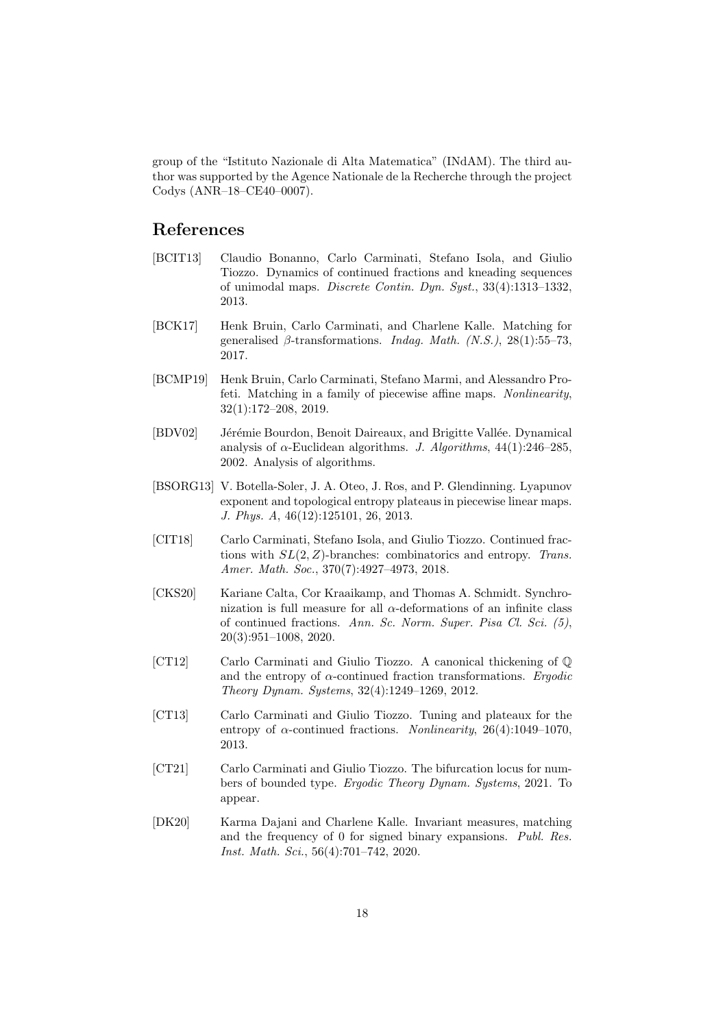group of the "Istituto Nazionale di Alta Matematica" (INdAM). The third author was supported by the Agence Nationale de la Recherche through the project Codys (ANR–18–CE40–0007).

## References

[BCIT13] Claudio Bonanno, Carlo Carminati, Stefano Isola, and Giulio Tiozzo. Dynamics of continued fractions and kneading sequences of unimodal maps. *Discrete Contin. Dyn. Syst.*, 33(4):1313–1332, 2013.

[BCK17] Henk Bruin, Carlo Carminati, and Charlene Kalle. Matching for generalised $\beta$-transformations. *Indag. Math. (N.S.)*, 28(1):55–73, 2017.

[BCMP19] Henk Bruin, Carlo Carminati, Stefano Marmi, and Alessandro Profeti. Matching in a family of piecewise affine maps. *Nonlinearity*, 32(1):172–208, 2019.

[BDV02] Jérémie Bourdon, Benoit Daireaux, and Brigitte Vallée. Dynamical analysis of $\alpha$-Euclidean algorithms. *J. Algorithms*, 44(1):246–285, 2002. Analysis of algorithms.

[BSORG13] V. Botella-Soler, J. A. Oteo, J. Ros, and P. Glendinning. Lyapunov exponent and topological entropy plateaus in piecewise linear maps. *J. Phys. A*, 46(12):125101, 26, 2013.

[CIT18] Carlo Carminati, Stefano Isola, and Giulio Tiozzo. Continued fractions with $SL(2, Z)$-branches: combinatorics and entropy. *Trans. Amer. Math. Soc.*, 370(7):4927–4973, 2018.

[CKS20] Kariane Calta, Cor Kraaikamp, and Thomas A. Schmidt. Synchronization is full measure for all $\alpha$-deformations of an infinite class of continued fractions. *Ann. Sc. Norm. Super. Pisa Cl. Sci. (5)*, 20(3):951–1008, 2020.

[CT12] Carlo Carminati and Giulio Tiozzo. A canonical thickening of $\mathbb{Q}$ and the entropy of $\alpha$-continued fraction transformations. *Ergodic Theory Dynam. Systems*, 32(4):1249–1269, 2012.

[CT13] Carlo Carminati and Giulio Tiozzo. Tuning and plateaux for the entropy of $\alpha$-continued fractions. *Nonlinearity*, 26(4):1049–1070, 2013.

[CT21] Carlo Carminati and Giulio Tiozzo. The bifurcation locus for numbers of bounded type. *Ergodic Theory Dynam. Systems*, 2021. To appear.

[DK20] Karma Dajani and Charlene Kalle. Invariant measures, matching and the frequency of 0 for signed binary expansions. *Publ. Res. Inst. Math. Sci.*, 56(4):701–742, 2020.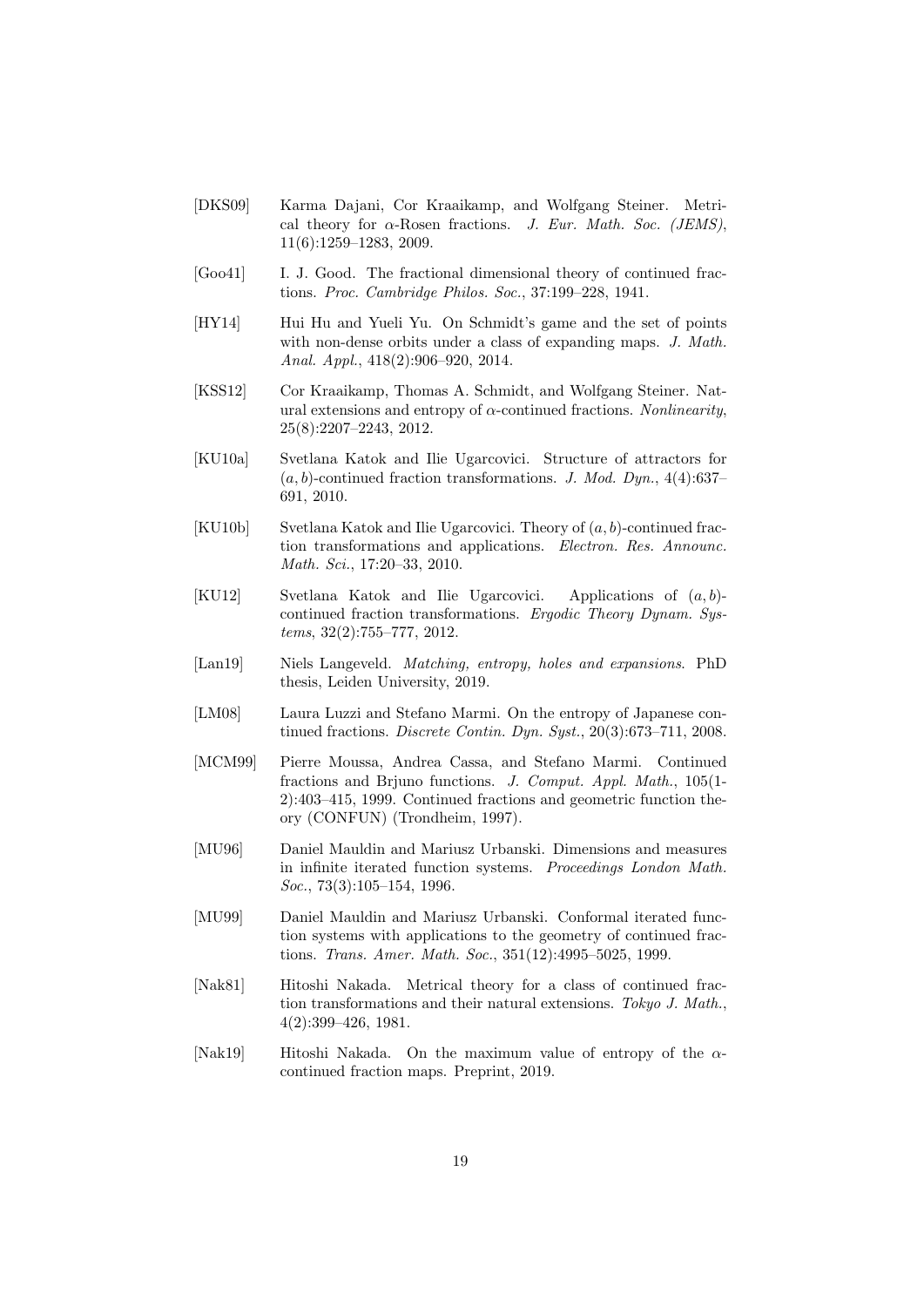[DKS09] Karma Dajani, Cor Kraaikamp, and Wolfgang Steiner. Metrical theory for $\alpha$-Rosen fractions. *J. Eur. Math. Soc. (JEMS)*, 11(6):1259–1283, 2009.

[Goo41] I. J. Good. The fractional dimensional theory of continued fractions. *Proc. Cambridge Philos. Soc.*, 37:199–228, 1941.

[HY14] Hui Hu and Yueli Yu. On Schmidt's game and the set of points with non-dense orbits under a class of expanding maps. *J. Math. Anal. Appl.*, 418(2):906–920, 2014.

[KSS12] Cor Kraaikamp, Thomas A. Schmidt, and Wolfgang Steiner. Natural extensions and entropy of $\alpha$-continued fractions. *Nonlinearity*, 25(8):2207–2243, 2012.

[KU10a] Svetlana Katok and Ilie Ugarcovici. Structure of attractors for $(a, b)$-continued fraction transformations. *J. Mod. Dyn.*, 4(4):637–691, 2010.

[KU10b] Svetlana Katok and Ilie Ugarcovici. Theory of $(a, b)$-continued fraction transformations and applications. *Electron. Res. Announc. Math. Sci.*, 17:20–33, 2010.

[KU12] Svetlana Katok and Ilie Ugarcovici. Applications of $(a, b)$-continued fraction transformations. *Ergodic Theory Dynam. Systems*, 32(2):755–777, 2012.

[Lan19] Niels Langeveld. *Matching, entropy, holes and expansions*. PhD thesis, Leiden University, 2019.

[LM08] Laura Luzzi and Stefano Marmi. On the entropy of Japanese continued fractions. *Discrete Contin. Dyn. Syst.*, 20(3):673–711, 2008.

[MCM99] Pierre Moussa, Andrea Cassa, and Stefano Marmi. Continued fractions and Brjuno functions. *J. Comput. Appl. Math.*, 105(1-2):403–415, 1999. Continued fractions and geometric function theory (CONFUN) (Trondheim, 1997).

[MU96] Daniel Mauldin and Mariusz Urbanski. Dimensions and measures in infinite iterated function systems. *Proceedings London Math. Soc.*, 73(3):105–154, 1996.

[MU99] Daniel Mauldin and Mariusz Urbanski. Conformal iterated function systems with applications to the geometry of continued fractions. *Trans. Amer. Math. Soc.*, 351(12):4995–5025, 1999.

[Nak81] Hitoshi Nakada. Metrical theory for a class of continued fraction transformations and their natural extensions. *Tokyo J. Math.*, 4(2):399–426, 1981.

[Nak19] Hitoshi Nakada. On the maximum value of entropy of the $\alpha$-continued fraction maps. Preprint, 2019.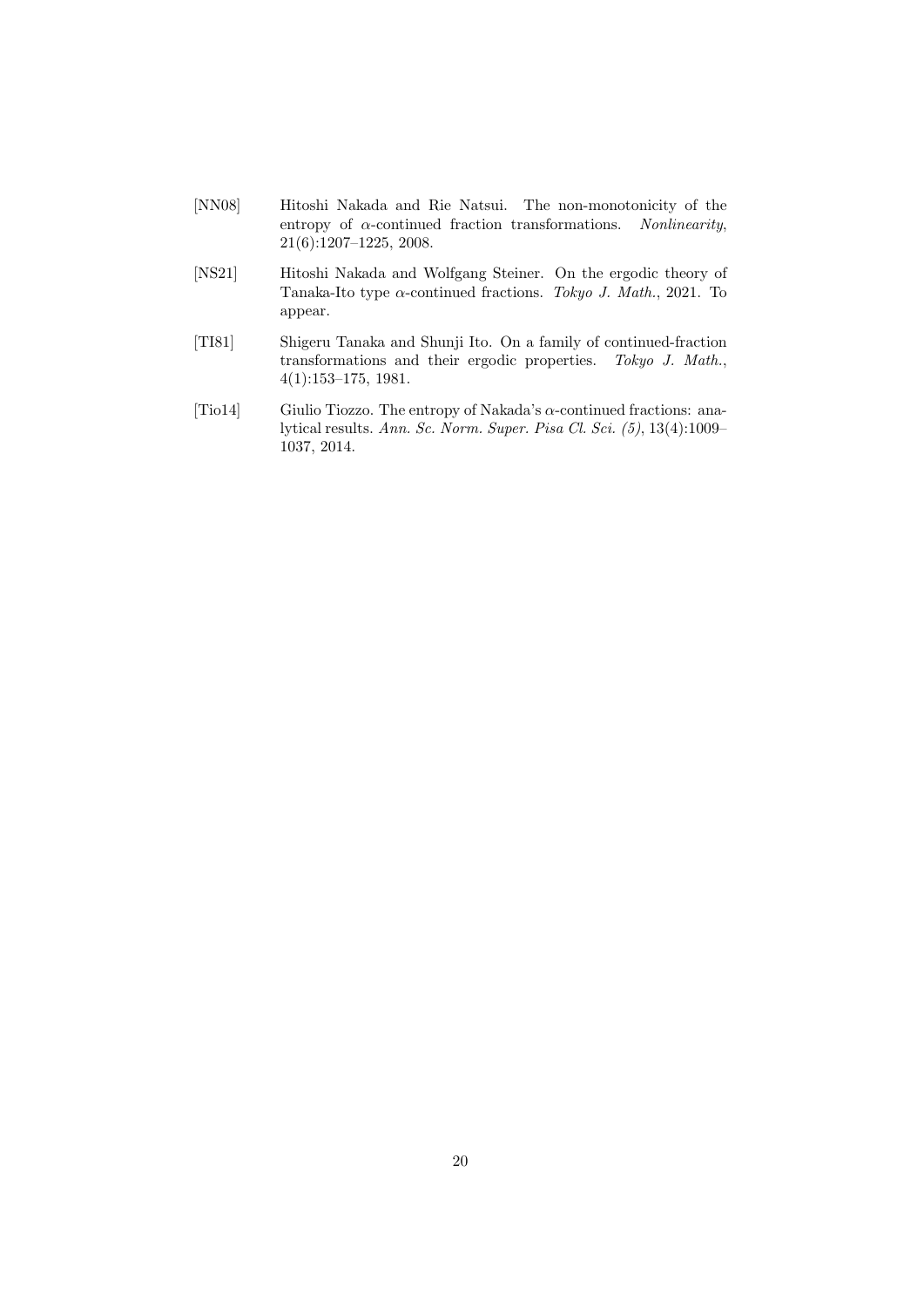[NN08] Hitoshi Nakada and Rie Natsui. The non-monotonicity of the entropy of $\alpha$-continued fraction transformations. *Nonlinearity*, 21(6):1207–1225, 2008.

[NS21] Hitoshi Nakada and Wolfgang Steiner. On the ergodic theory of Tanaka-Ito type $\alpha$-continued fractions. *Tokyo J. Math.*, 2021. To appear.

[TI81] Shigeru Tanaka and Shunji Ito. On a family of continued-fraction transformations and their ergodic properties. *Tokyo J. Math.*, 4(1):153–175, 1981.

[Tio14] Giulio Tiozzo. The entropy of Nakada's $\alpha$-continued fractions: analytical results. *Ann. Sc. Norm. Super. Pisa Cl. Sci. (5)*, 13(4):1009–1037, 2014.